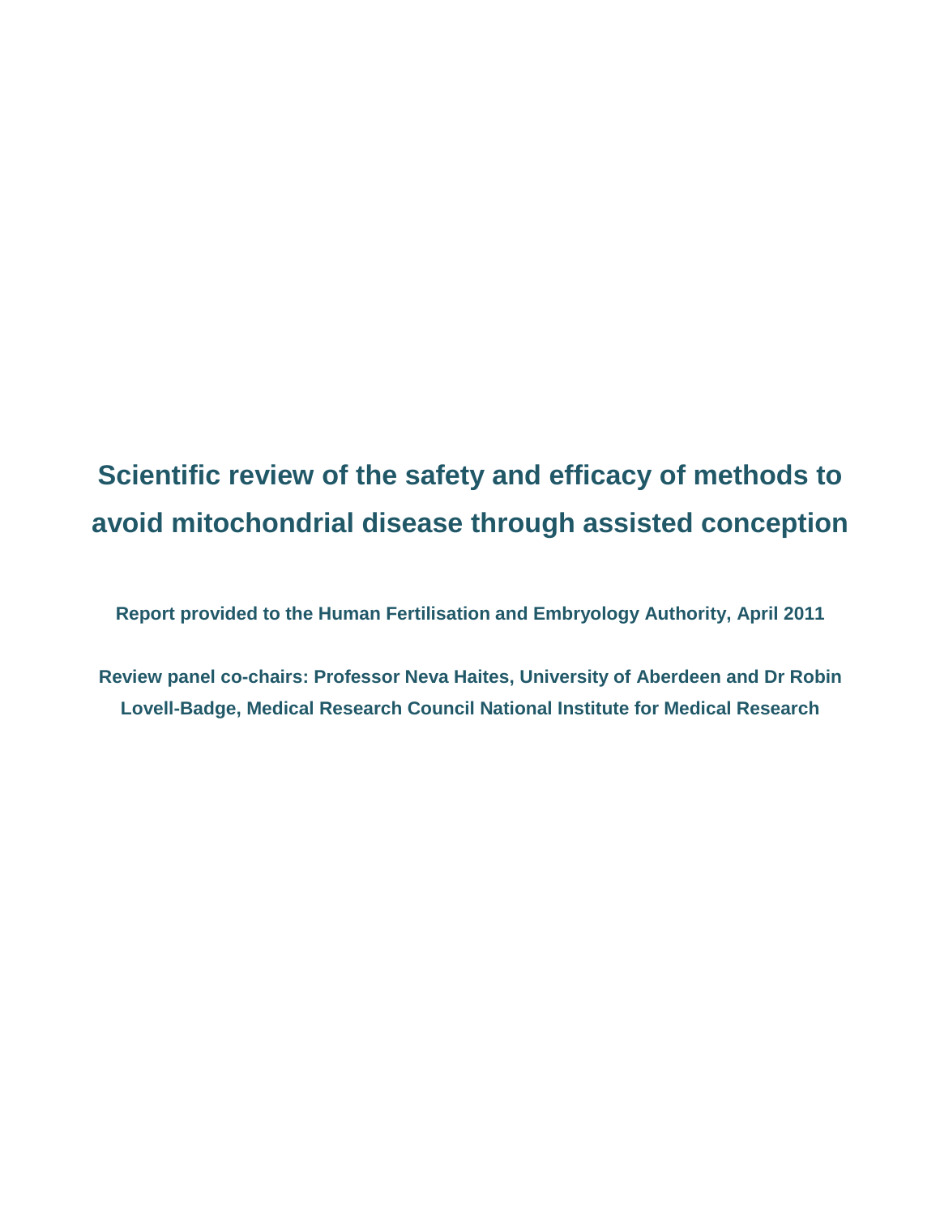# Scientific review of the safety and efficacy of methods to avoid mitochondrial disease through assisted conception

**Report provided to the Human Fertilisation and Embryology Authority, April 2011**

**Review panel co-chairs: Professor Neva Haites, University of Aberdeen and Dr Robin Lovell-Badge, Medical Research Council National Institute for Medical Research**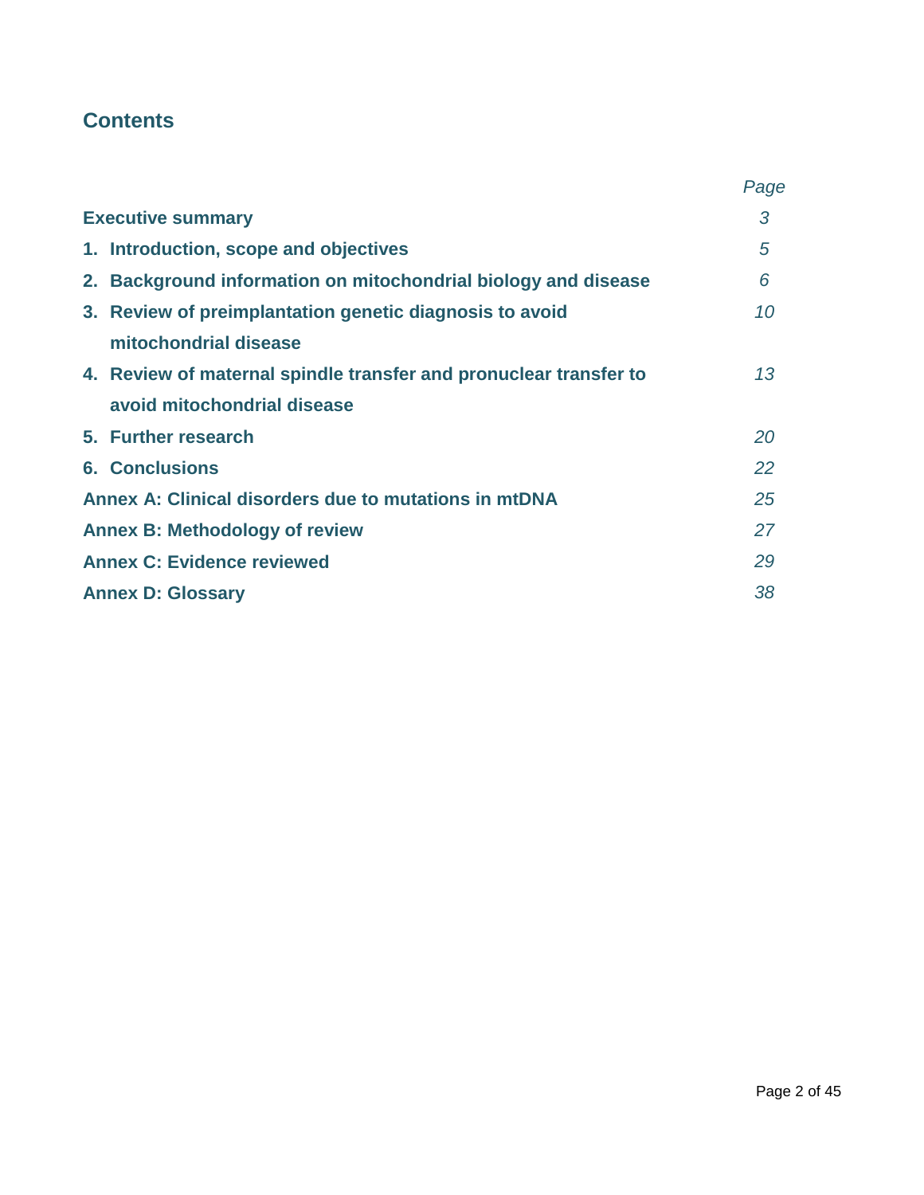## Contents

| | Page |
|---|---|
| **Executive summary** | *3* |
| **1. Introduction, scope and objectives** | *5* |
| **2. Background information on mitochondrial biology and disease** | *6* |
| **3. Review of preimplantation genetic diagnosis to avoid mitochondrial disease** | *10* |
| **4. Review of maternal spindle transfer and pronuclear transfer to avoid mitochondrial disease** | *13* |
| **5. Further research** | *20* |
| **6. Conclusions** | *22* |
| **Annex A: Clinical disorders due to mutations in mtDNA** | *25* |
| **Annex B: Methodology of review** | *27* |
| **Annex C: Evidence reviewed** | *29* |
| **Annex D: Glossary** | *38* |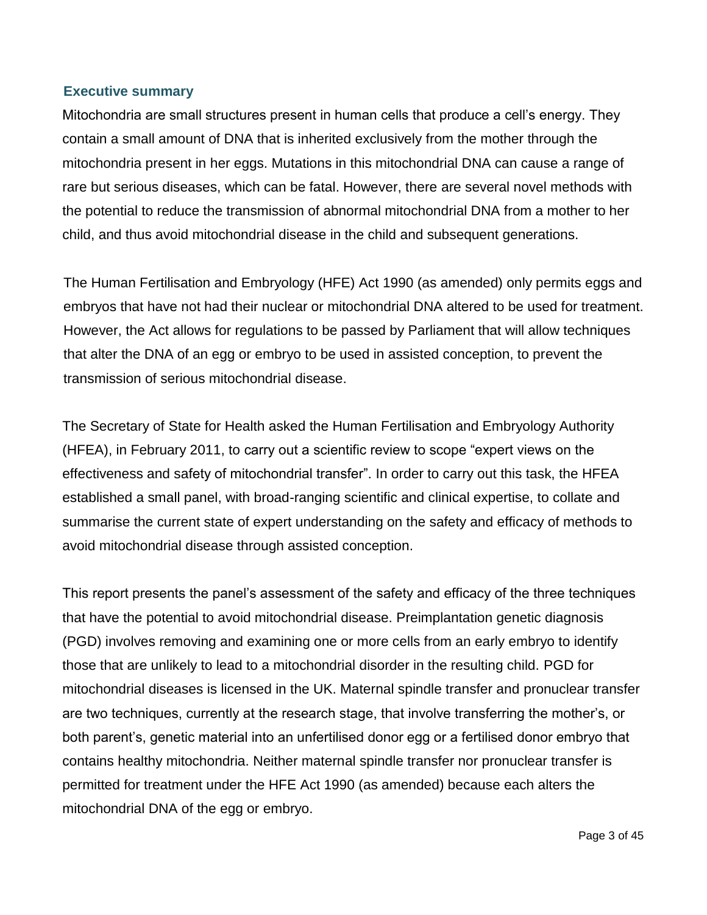## Executive summary

Mitochondria are small structures present in human cells that produce a cell's energy. They contain a small amount of DNA that is inherited exclusively from the mother through the mitochondria present in her eggs. Mutations in this mitochondrial DNA can cause a range of rare but serious diseases, which can be fatal. However, there are several novel methods with the potential to reduce the transmission of abnormal mitochondrial DNA from a mother to her child, and thus avoid mitochondrial disease in the child and subsequent generations.

The Human Fertilisation and Embryology (HFE) Act 1990 (as amended) only permits eggs and embryos that have not had their nuclear or mitochondrial DNA altered to be used for treatment. However, the Act allows for regulations to be passed by Parliament that will allow techniques that alter the DNA of an egg or embryo to be used in assisted conception, to prevent the transmission of serious mitochondrial disease.

The Secretary of State for Health asked the Human Fertilisation and Embryology Authority (HFEA), in February 2011, to carry out a scientific review to scope "expert views on the effectiveness and safety of mitochondrial transfer". In order to carry out this task, the HFEA established a small panel, with broad-ranging scientific and clinical expertise, to collate and summarise the current state of expert understanding on the safety and efficacy of methods to avoid mitochondrial disease through assisted conception.

This report presents the panel's assessment of the safety and efficacy of the three techniques that have the potential to avoid mitochondrial disease. Preimplantation genetic diagnosis (PGD) involves removing and examining one or more cells from an early embryo to identify those that are unlikely to lead to a mitochondrial disorder in the resulting child. PGD for mitochondrial diseases is licensed in the UK. Maternal spindle transfer and pronuclear transfer are two techniques, currently at the research stage, that involve transferring the mother's, or both parent's, genetic material into an unfertilised donor egg or a fertilised donor embryo that contains healthy mitochondria. Neither maternal spindle transfer nor pronuclear transfer is permitted for treatment under the HFE Act 1990 (as amended) because each alters the mitochondrial DNA of the egg or embryo.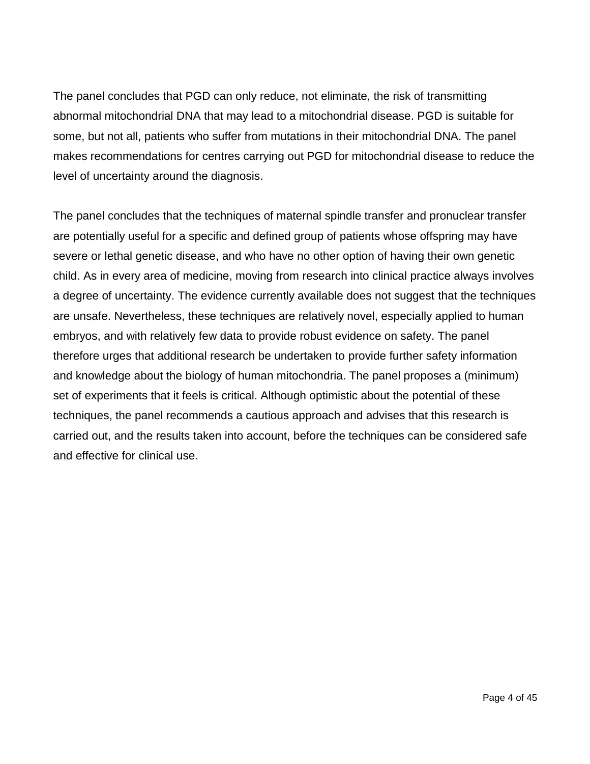The panel concludes that PGD can only reduce, not eliminate, the risk of transmitting abnormal mitochondrial DNA that may lead to a mitochondrial disease. PGD is suitable for some, but not all, patients who suffer from mutations in their mitochondrial DNA. The panel makes recommendations for centres carrying out PGD for mitochondrial disease to reduce the level of uncertainty around the diagnosis.

The panel concludes that the techniques of maternal spindle transfer and pronuclear transfer are potentially useful for a specific and defined group of patients whose offspring may have severe or lethal genetic disease, and who have no other option of having their own genetic child. As in every area of medicine, moving from research into clinical practice always involves a degree of uncertainty. The evidence currently available does not suggest that the techniques are unsafe. Nevertheless, these techniques are relatively novel, especially applied to human embryos, and with relatively few data to provide robust evidence on safety. The panel therefore urges that additional research be undertaken to provide further safety information and knowledge about the biology of human mitochondria. The panel proposes a (minimum) set of experiments that it feels is critical. Although optimistic about the potential of these techniques, the panel recommends a cautious approach and advises that this research is carried out, and the results taken into account, before the techniques can be considered safe and effective for clinical use.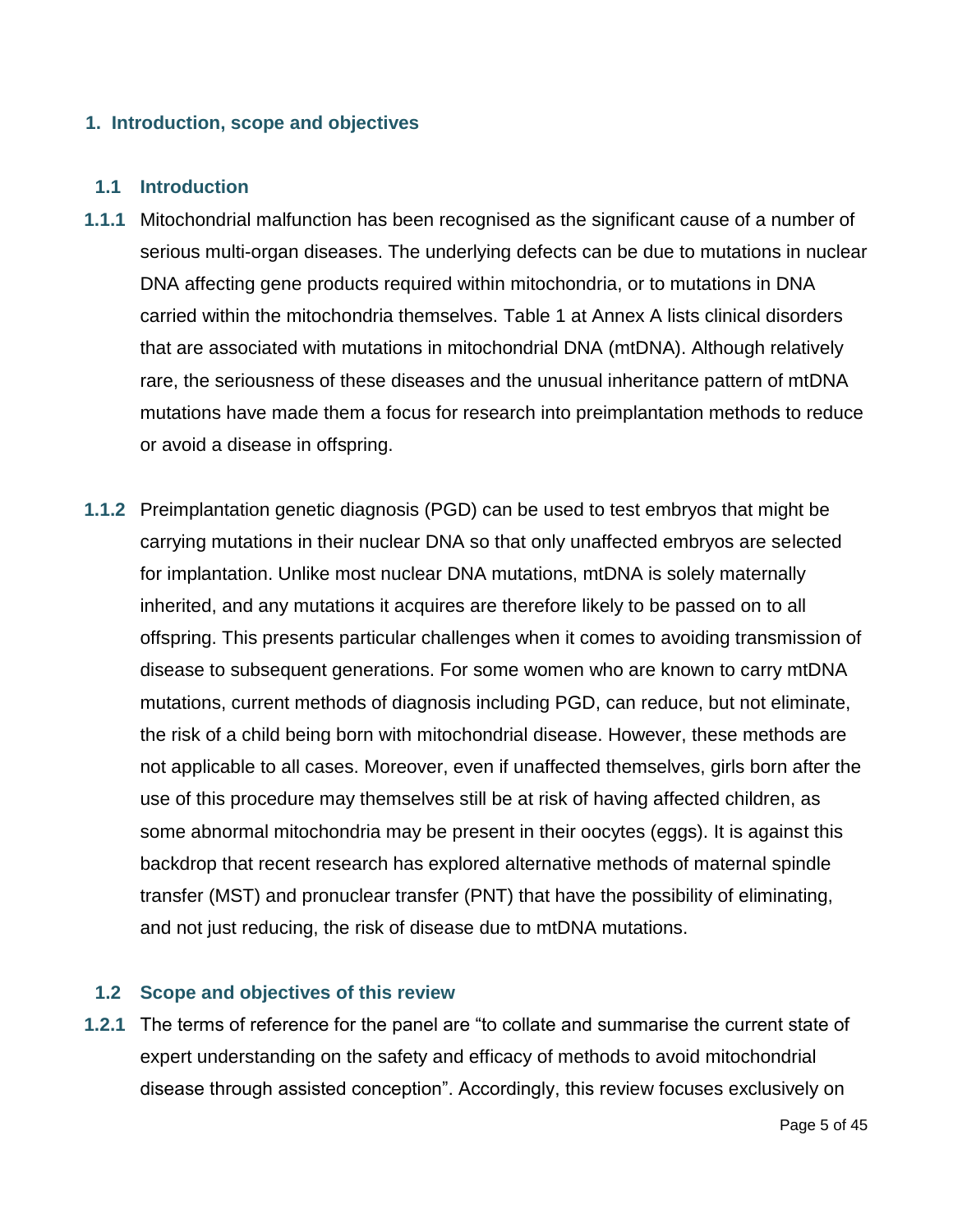## 1. Introduction, scope and objectives

### 1.1 Introduction

**1.1.1** Mitochondrial malfunction has been recognised as the significant cause of a number of serious multi-organ diseases. The underlying defects can be due to mutations in nuclear DNA affecting gene products required within mitochondria, or to mutations in DNA carried within the mitochondria themselves. Table 1 at Annex A lists clinical disorders that are associated with mutations in mitochondrial DNA (mtDNA). Although relatively rare, the seriousness of these diseases and the unusual inheritance pattern of mtDNA mutations have made them a focus for research into preimplantation methods to reduce or avoid a disease in offspring.

**1.1.2** Preimplantation genetic diagnosis (PGD) can be used to test embryos that might be carrying mutations in their nuclear DNA so that only unaffected embryos are selected for implantation. Unlike most nuclear DNA mutations, mtDNA is solely maternally inherited, and any mutations it acquires are therefore likely to be passed on to all offspring. This presents particular challenges when it comes to avoiding transmission of disease to subsequent generations. For some women who are known to carry mtDNA mutations, current methods of diagnosis including PGD, can reduce, but not eliminate, the risk of a child being born with mitochondrial disease. However, these methods are not applicable to all cases. Moreover, even if unaffected themselves, girls born after the use of this procedure may themselves still be at risk of having affected children, as some abnormal mitochondria may be present in their oocytes (eggs). It is against this backdrop that recent research has explored alternative methods of maternal spindle transfer (MST) and pronuclear transfer (PNT) that have the possibility of eliminating, and not just reducing, the risk of disease due to mtDNA mutations.

### 1.2 Scope and objectives of this review

**1.2.1** The terms of reference for the panel are "to collate and summarise the current state of expert understanding on the safety and efficacy of methods to avoid mitochondrial disease through assisted conception". Accordingly, this review focuses exclusively on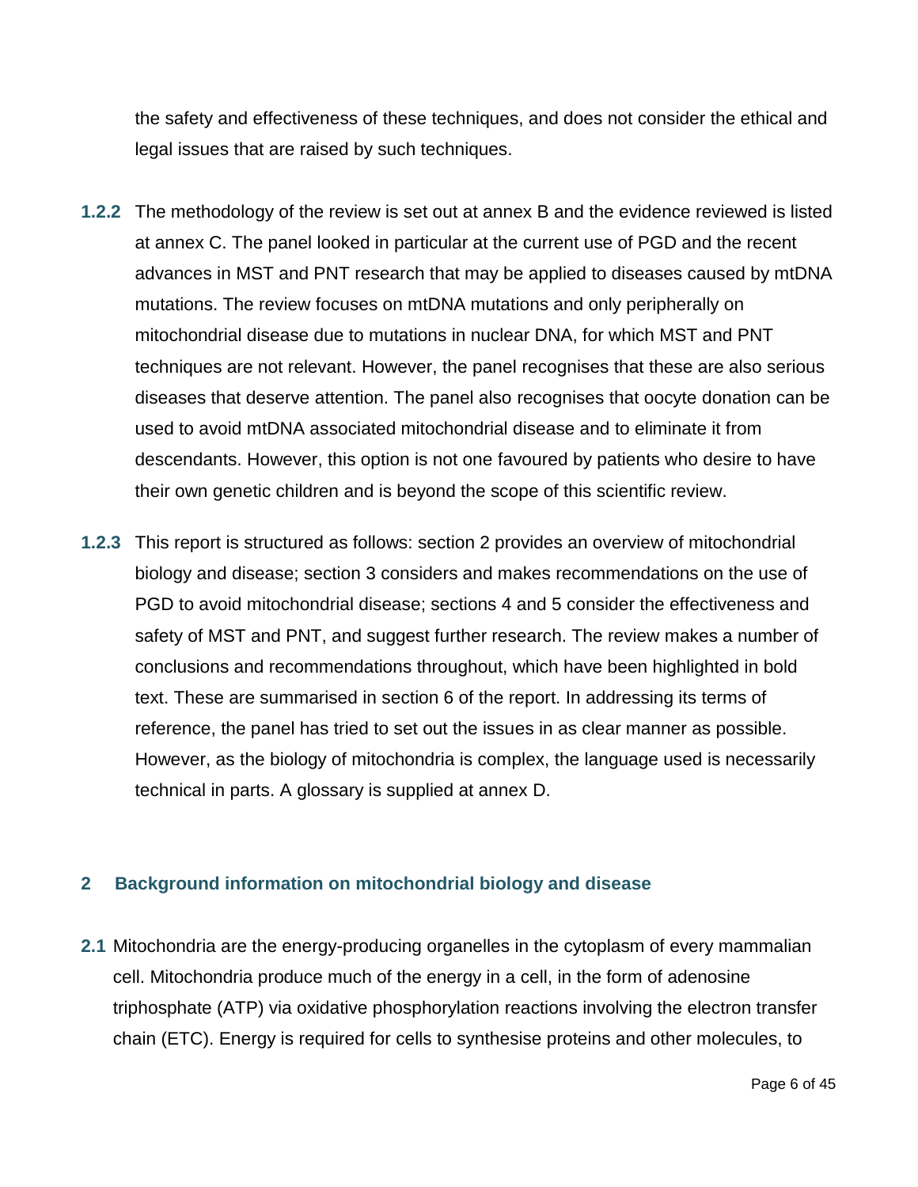the safety and effectiveness of these techniques, and does not consider the ethical and legal issues that are raised by such techniques.

**1.2.2** The methodology of the review is set out at annex B and the evidence reviewed is listed at annex C. The panel looked in particular at the current use of PGD and the recent advances in MST and PNT research that may be applied to diseases caused by mtDNA mutations. The review focuses on mtDNA mutations and only peripherally on mitochondrial disease due to mutations in nuclear DNA, for which MST and PNT techniques are not relevant. However, the panel recognises that these are also serious diseases that deserve attention. The panel also recognises that oocyte donation can be used to avoid mtDNA associated mitochondrial disease and to eliminate it from descendants. However, this option is not one favoured by patients who desire to have their own genetic children and is beyond the scope of this scientific review.

**1.2.3** This report is structured as follows: section 2 provides an overview of mitochondrial biology and disease; section 3 considers and makes recommendations on the use of PGD to avoid mitochondrial disease; sections 4 and 5 consider the effectiveness and safety of MST and PNT, and suggest further research. The review makes a number of conclusions and recommendations throughout, which have been highlighted in bold text. These are summarised in section 6 of the report. In addressing its terms of reference, the panel has tried to set out the issues in as clear manner as possible. However, as the biology of mitochondria is complex, the language used is necessarily technical in parts. A glossary is supplied at annex D.

## 2 Background information on mitochondrial biology and disease

**2.1** Mitochondria are the energy-producing organelles in the cytoplasm of every mammalian cell. Mitochondria produce much of the energy in a cell, in the form of adenosine triphosphate (ATP) via oxidative phosphorylation reactions involving the electron transfer chain (ETC). Energy is required for cells to synthesise proteins and other molecules, to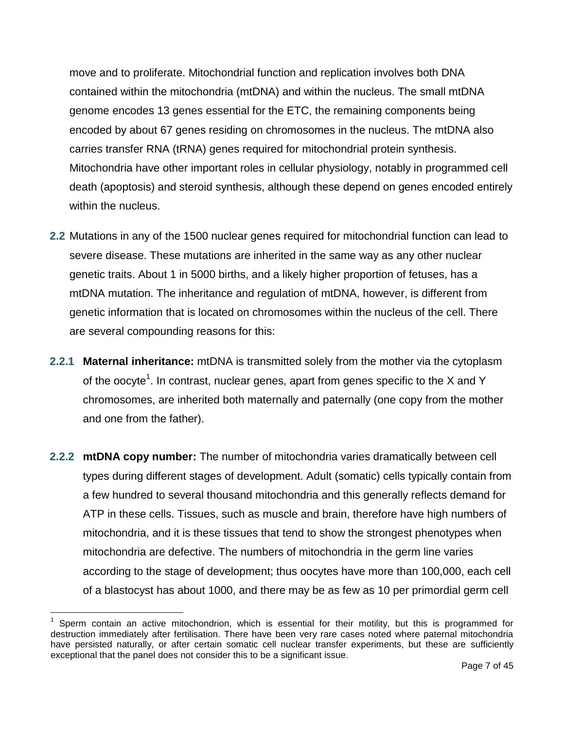move and to proliferate. Mitochondrial function and replication involves both DNA contained within the mitochondria (mtDNA) and within the nucleus. The small mtDNA genome encodes 13 genes essential for the ETC, the remaining components being encoded by about 67 genes residing on chromosomes in the nucleus. The mtDNA also carries transfer RNA (tRNA) genes required for mitochondrial protein synthesis. Mitochondria have other important roles in cellular physiology, notably in programmed cell death (apoptosis) and steroid synthesis, although these depend on genes encoded entirely within the nucleus.

**2.2** Mutations in any of the 1500 nuclear genes required for mitochondrial function can lead to severe disease. These mutations are inherited in the same way as any other nuclear genetic traits. About 1 in 5000 births, and a likely higher proportion of fetuses, has a mtDNA mutation. The inheritance and regulation of mtDNA, however, is different from genetic information that is located on chromosomes within the nucleus of the cell. There are several compounding reasons for this:

**2.2.1** **Maternal inheritance:** mtDNA is transmitted solely from the mother via the cytoplasm of the oocyte[1]. In contrast, nuclear genes, apart from genes specific to the X and Y chromosomes, are inherited both maternally and paternally (one copy from the mother and one from the father).

**2.2.2** **mtDNA copy number:** The number of mitochondria varies dramatically between cell types during different stages of development. Adult (somatic) cells typically contain from a few hundred to several thousand mitochondria and this generally reflects demand for ATP in these cells. Tissues, such as muscle and brain, therefore have high numbers of mitochondria, and it is these tissues that tend to show the strongest phenotypes when mitochondria are defective. The numbers of mitochondria in the germ line varies according to the stage of development; thus oocytes have more than 100,000, each cell of a blastocyst has about 1000, and there may be as few as 10 per primordial germ cell

[1] Sperm contain an active mitochondrion, which is essential for their motility, but this is programmed for destruction immediately after fertilisation. There have been very rare cases noted where paternal mitochondria have persisted naturally, or after certain somatic cell nuclear transfer experiments, but these are sufficiently exceptional that the panel does not consider this to be a significant issue.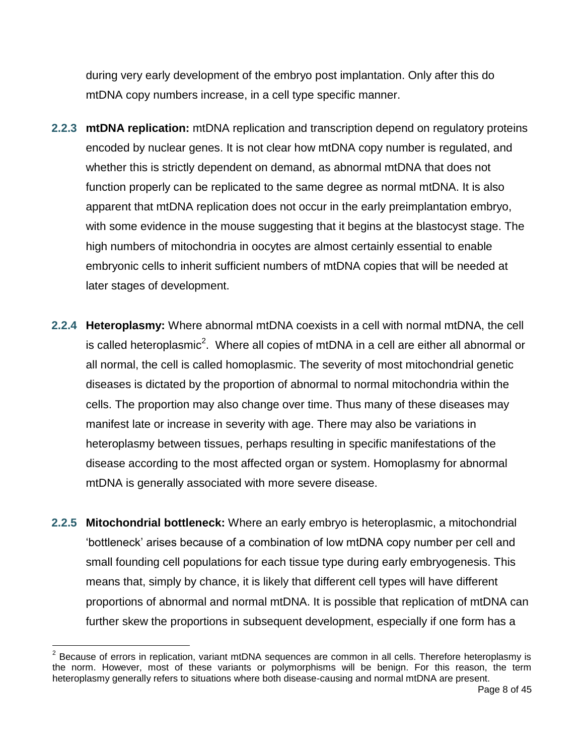during very early development of the embryo post implantation. Only after this do mtDNA copy numbers increase, in a cell type specific manner.

**2.2.3 mtDNA replication:** mtDNA replication and transcription depend on regulatory proteins encoded by nuclear genes. It is not clear how mtDNA copy number is regulated, and whether this is strictly dependent on demand, as abnormal mtDNA that does not function properly can be replicated to the same degree as normal mtDNA. It is also apparent that mtDNA replication does not occur in the early preimplantation embryo, with some evidence in the mouse suggesting that it begins at the blastocyst stage. The high numbers of mitochondria in oocytes are almost certainly essential to enable embryonic cells to inherit sufficient numbers of mtDNA copies that will be needed at later stages of development.

**2.2.4 Heteroplasmy:** Where abnormal mtDNA coexists in a cell with normal mtDNA, the cell is called heteroplasmic[2]. Where all copies of mtDNA in a cell are either all abnormal or all normal, the cell is called homoplasmic. The severity of most mitochondrial genetic diseases is dictated by the proportion of abnormal to normal mitochondria within the cells. The proportion may also change over time. Thus many of these diseases may manifest late or increase in severity with age. There may also be variations in heteroplasmy between tissues, perhaps resulting in specific manifestations of the disease according to the most affected organ or system. Homoplasmy for abnormal mtDNA is generally associated with more severe disease.

**2.2.5 Mitochondrial bottleneck:** Where an early embryo is heteroplasmic, a mitochondrial 'bottleneck' arises because of a combination of low mtDNA copy number per cell and small founding cell populations for each tissue type during early embryogenesis. This means that, simply by chance, it is likely that different cell types will have different proportions of abnormal and normal mtDNA. It is possible that replication of mtDNA can further skew the proportions in subsequent development, especially if one form has a

[2] Because of errors in replication, variant mtDNA sequences are common in all cells. Therefore heteroplasmy is the norm. However, most of these variants or polymorphisms will be benign. For this reason, the term heteroplasmy generally refers to situations where both disease-causing and normal mtDNA are present.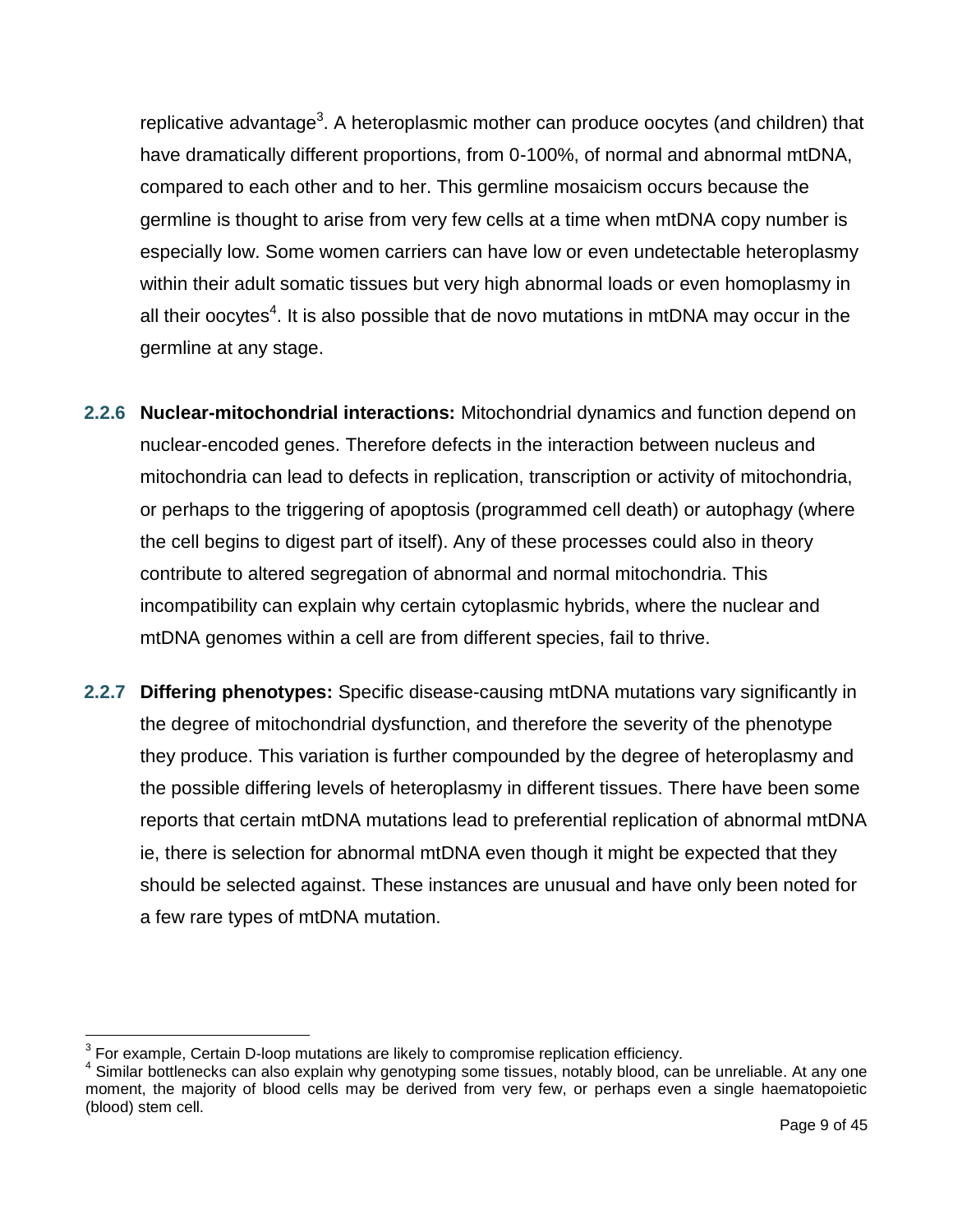replicative advantage[3]. A heteroplasmic mother can produce oocytes (and children) that have dramatically different proportions, from 0-100%, of normal and abnormal mtDNA, compared to each other and to her. This germline mosaicism occurs because the germline is thought to arise from very few cells at a time when mtDNA copy number is especially low. Some women carriers can have low or even undetectable heteroplasmy within their adult somatic tissues but very high abnormal loads or even homoplasmy in all their oocytes[4]. It is also possible that de novo mutations in mtDNA may occur in the germline at any stage.

**2.2.6 Nuclear-mitochondrial interactions:** Mitochondrial dynamics and function depend on nuclear-encoded genes. Therefore defects in the interaction between nucleus and mitochondria can lead to defects in replication, transcription or activity of mitochondria, or perhaps to the triggering of apoptosis (programmed cell death) or autophagy (where the cell begins to digest part of itself). Any of these processes could also in theory contribute to altered segregation of abnormal and normal mitochondria. This incompatibility can explain why certain cytoplasmic hybrids, where the nuclear and mtDNA genomes within a cell are from different species, fail to thrive.

**2.2.7 Differing phenotypes:** Specific disease-causing mtDNA mutations vary significantly in the degree of mitochondrial dysfunction, and therefore the severity of the phenotype they produce. This variation is further compounded by the degree of heteroplasmy and the possible differing levels of heteroplasmy in different tissues. There have been some reports that certain mtDNA mutations lead to preferential replication of abnormal mtDNA ie, there is selection for abnormal mtDNA even though it might be expected that they should be selected against. These instances are unusual and have only been noted for a few rare types of mtDNA mutation.

---

[3] For example, Certain D-loop mutations are likely to compromise replication efficiency.

[4] Similar bottlenecks can also explain why genotyping some tissues, notably blood, can be unreliable. At any one moment, the majority of blood cells may be derived from very few, or perhaps even a single haematopoietic (blood) stem cell.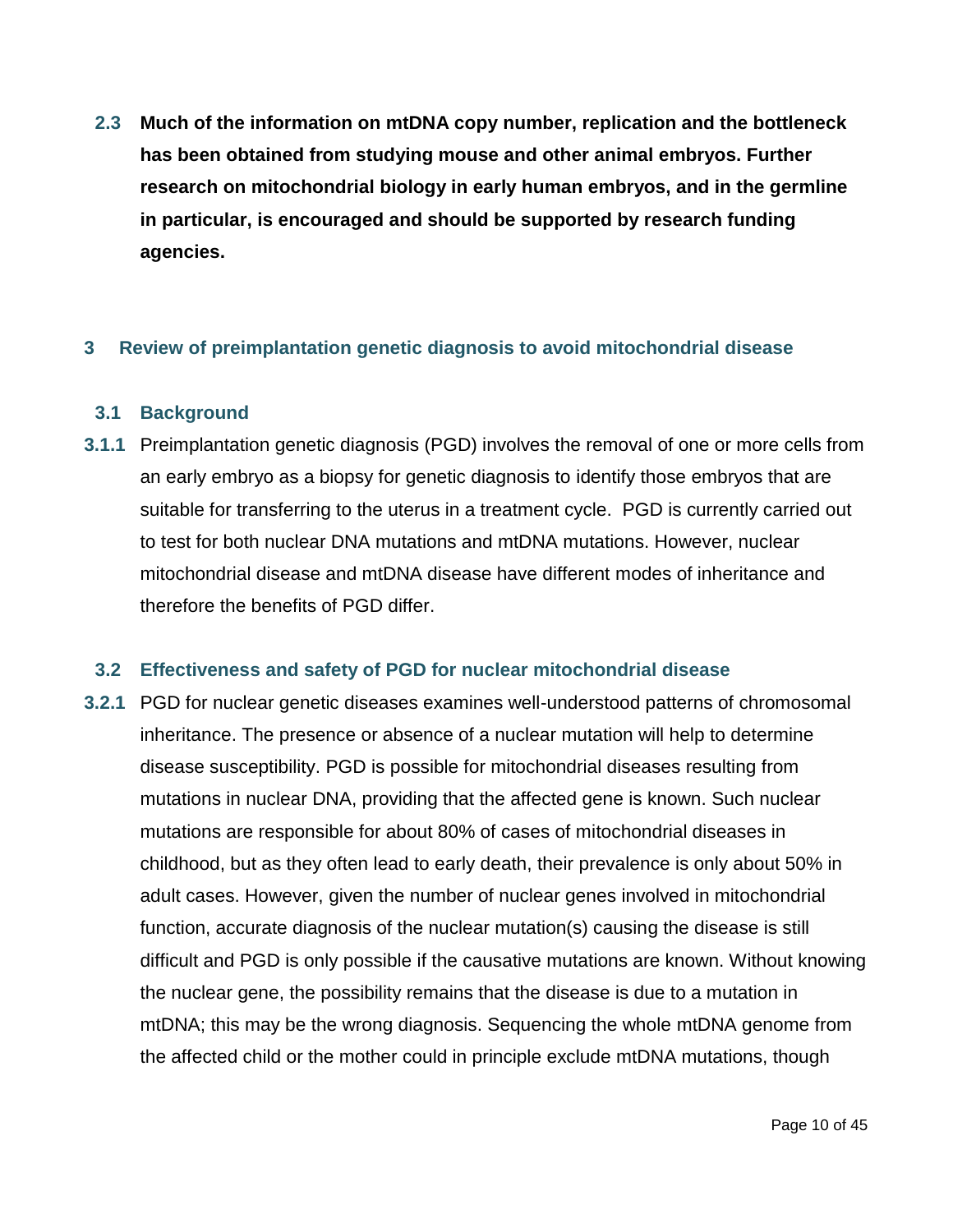**2.3 Much of the information on mtDNA copy number, replication and the bottleneck has been obtained from studying mouse and other animal embryos. Further research on mitochondrial biology in early human embryos, and in the germline in particular, is encouraged and should be supported by research funding agencies.**

## 3 Review of preimplantation genetic diagnosis to avoid mitochondrial disease

### 3.1 Background

**3.1.1** Preimplantation genetic diagnosis (PGD) involves the removal of one or more cells from an early embryo as a biopsy for genetic diagnosis to identify those embryos that are suitable for transferring to the uterus in a treatment cycle. PGD is currently carried out to test for both nuclear DNA mutations and mtDNA mutations. However, nuclear mitochondrial disease and mtDNA disease have different modes of inheritance and therefore the benefits of PGD differ.

### 3.2 Effectiveness and safety of PGD for nuclear mitochondrial disease

**3.2.1** PGD for nuclear genetic diseases examines well-understood patterns of chromosomal inheritance. The presence or absence of a nuclear mutation will help to determine disease susceptibility. PGD is possible for mitochondrial diseases resulting from mutations in nuclear DNA, providing that the affected gene is known. Such nuclear mutations are responsible for about 80% of cases of mitochondrial diseases in childhood, but as they often lead to early death, their prevalence is only about 50% in adult cases. However, given the number of nuclear genes involved in mitochondrial function, accurate diagnosis of the nuclear mutation(s) causing the disease is still difficult and PGD is only possible if the causative mutations are known. Without knowing the nuclear gene, the possibility remains that the disease is due to a mutation in mtDNA; this may be the wrong diagnosis. Sequencing the whole mtDNA genome from the affected child or the mother could in principle exclude mtDNA mutations, though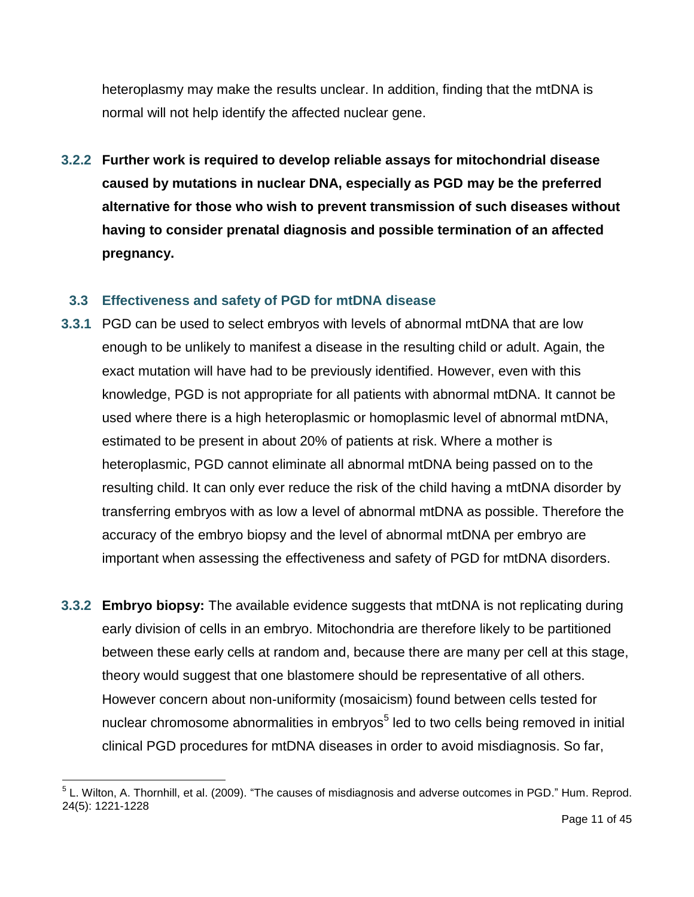heteroplasmy may make the results unclear. In addition, finding that the mtDNA is normal will not help identify the affected nuclear gene.

**3.2.2 Further work is required to develop reliable assays for mitochondrial disease caused by mutations in nuclear DNA, especially as PGD may be the preferred alternative for those who wish to prevent transmission of such diseases without having to consider prenatal diagnosis and possible termination of an affected pregnancy.**

### 3.3 Effectiveness and safety of PGD for mtDNA disease

**3.3.1** PGD can be used to select embryos with levels of abnormal mtDNA that are low enough to be unlikely to manifest a disease in the resulting child or adult. Again, the exact mutation will have had to be previously identified. However, even with this knowledge, PGD is not appropriate for all patients with abnormal mtDNA. It cannot be used where there is a high heteroplasmic or homoplasmic level of abnormal mtDNA, estimated to be present in about 20% of patients at risk. Where a mother is heteroplasmic, PGD cannot eliminate all abnormal mtDNA being passed on to the resulting child. It can only ever reduce the risk of the child having a mtDNA disorder by transferring embryos with as low a level of abnormal mtDNA as possible. Therefore the accuracy of the embryo biopsy and the level of abnormal mtDNA per embryo are important when assessing the effectiveness and safety of PGD for mtDNA disorders.

**3.3.2 Embryo biopsy:** The available evidence suggests that mtDNA is not replicating during early division of cells in an embryo. Mitochondria are therefore likely to be partitioned between these early cells at random and, because there are many per cell at this stage, theory would suggest that one blastomere should be representative of all others. However concern about non-uniformity (mosaicism) found between cells tested for nuclear chromosome abnormalities in embryos[5] led to two cells being removed in initial clinical PGD procedures for mtDNA diseases in order to avoid misdiagnosis. So far,

[5] L. Wilton, A. Thornhill, et al. (2009). "The causes of misdiagnosis and adverse outcomes in PGD." Hum. Reprod. 24(5): 1221-1228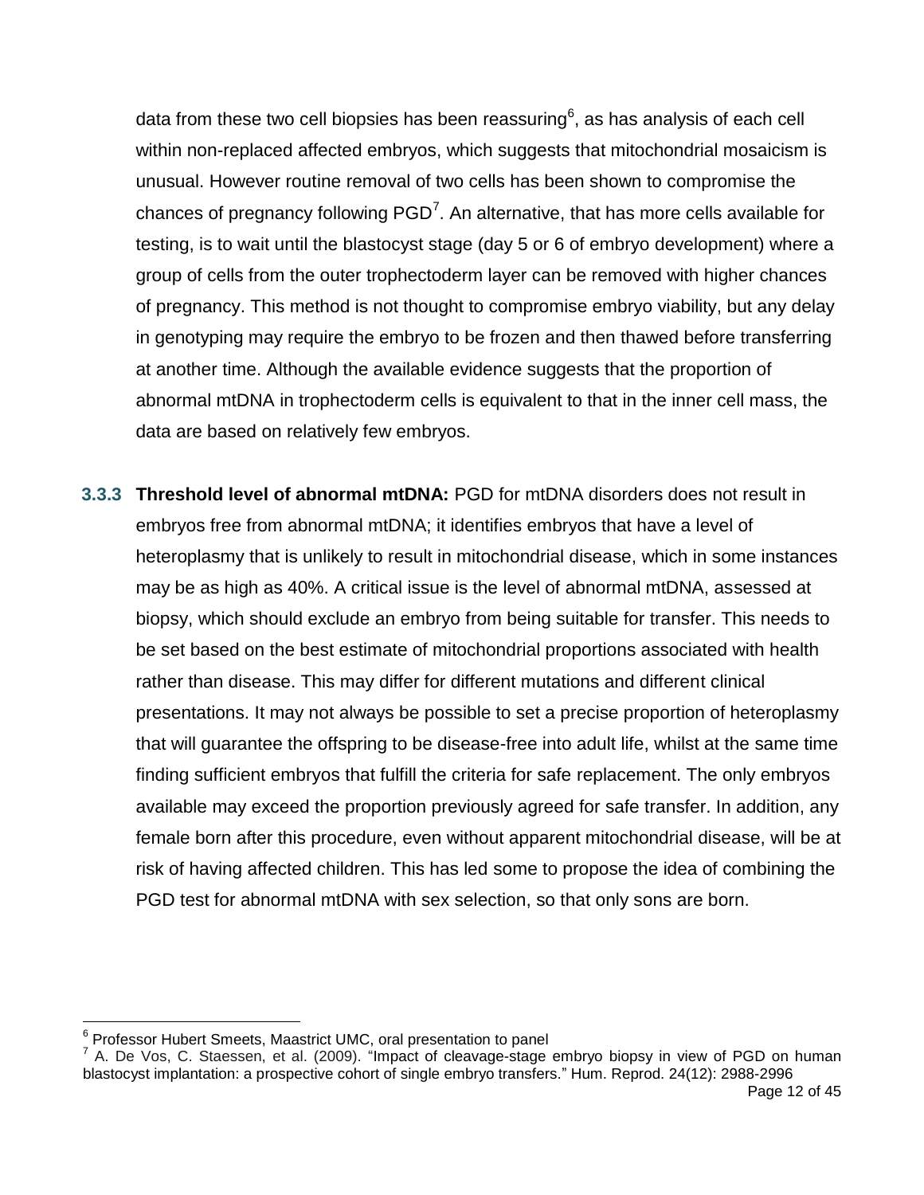data from these two cell biopsies has been reassuring[6], as has analysis of each cell within non-replaced affected embryos, which suggests that mitochondrial mosaicism is unusual. However routine removal of two cells has been shown to compromise the chances of pregnancy following PGD[7]. An alternative, that has more cells available for testing, is to wait until the blastocyst stage (day 5 or 6 of embryo development) where a group of cells from the outer trophectoderm layer can be removed with higher chances of pregnancy. This method is not thought to compromise embryo viability, but any delay in genotyping may require the embryo to be frozen and then thawed before transferring at another time. Although the available evidence suggests that the proportion of abnormal mtDNA in trophectoderm cells is equivalent to that in the inner cell mass, the data are based on relatively few embryos.

**3.3.3 Threshold level of abnormal mtDNA:** PGD for mtDNA disorders does not result in embryos free from abnormal mtDNA; it identifies embryos that have a level of heteroplasmy that is unlikely to result in mitochondrial disease, which in some instances may be as high as 40%. A critical issue is the level of abnormal mtDNA, assessed at biopsy, which should exclude an embryo from being suitable for transfer. This needs to be set based on the best estimate of mitochondrial proportions associated with health rather than disease. This may differ for different mutations and different clinical presentations. It may not always be possible to set a precise proportion of heteroplasmy that will guarantee the offspring to be disease-free into adult life, whilst at the same time finding sufficient embryos that fulfill the criteria for safe replacement. The only embryos available may exceed the proportion previously agreed for safe transfer. In addition, any female born after this procedure, even without apparent mitochondrial disease, will be at risk of having affected children. This has led some to propose the idea of combining the PGD test for abnormal mtDNA with sex selection, so that only sons are born.

---

[6] Professor Hubert Smeets, Maastrict UMC, oral presentation to panel

[7] A. De Vos, C. Staessen, et al. (2009). "Impact of cleavage-stage embryo biopsy in view of PGD on human blastocyst implantation: a prospective cohort of single embryo transfers." Hum. Reprod. 24(12): 2988-2996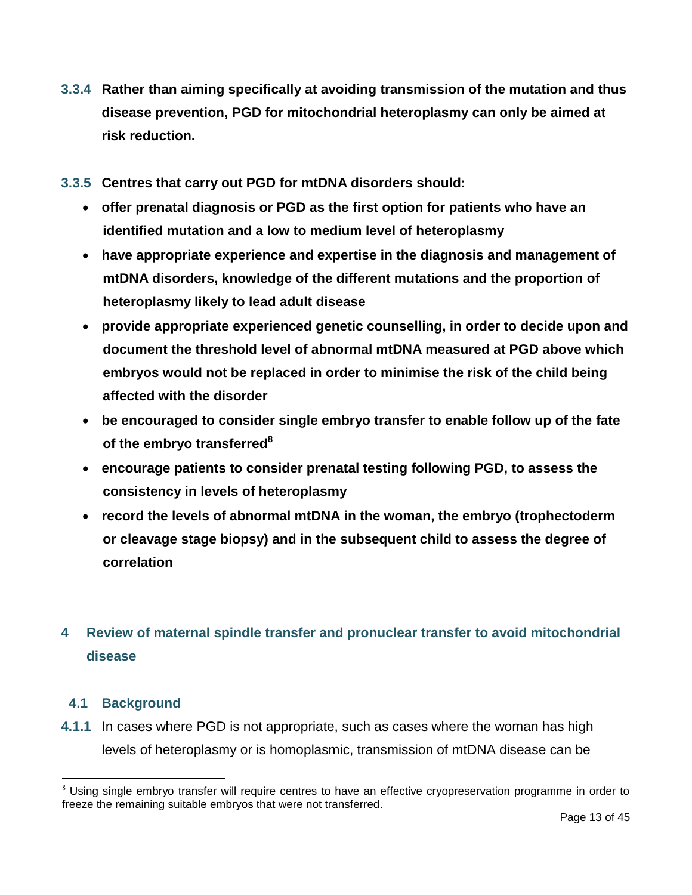**3.3.4 Rather than aiming specifically at avoiding transmission of the mutation and thus disease prevention, PGD for mitochondrial heteroplasmy can only be aimed at risk reduction.**

**3.3.5 Centres that carry out PGD for mtDNA disorders should:**

- **offer prenatal diagnosis or PGD as the first option for patients who have an identified mutation and a low to medium level of heteroplasmy**
- **have appropriate experience and expertise in the diagnosis and management of mtDNA disorders, knowledge of the different mutations and the proportion of heteroplasmy likely to lead adult disease**
- **provide appropriate experienced genetic counselling, in order to decide upon and document the threshold level of abnormal mtDNA measured at PGD above which embryos would not be replaced in order to minimise the risk of the child being affected with the disorder**
- **be encouraged to consider single embryo transfer to enable follow up of the fate of the embryo transferred[8]**
- **encourage patients to consider prenatal testing following PGD, to assess the consistency in levels of heteroplasmy**
- **record the levels of abnormal mtDNA in the woman, the embryo (trophectoderm or cleavage stage biopsy) and in the subsequent child to assess the degree of correlation**

## 4 Review of maternal spindle transfer and pronuclear transfer to avoid mitochondrial disease

### 4.1 Background

**4.1.1** In cases where PGD is not appropriate, such as cases where the woman has high levels of heteroplasmy or is homoplasmic, transmission of mtDNA disease can be

[8] Using single embryo transfer will require centres to have an effective cryopreservation programme in order to freeze the remaining suitable embryos that were not transferred.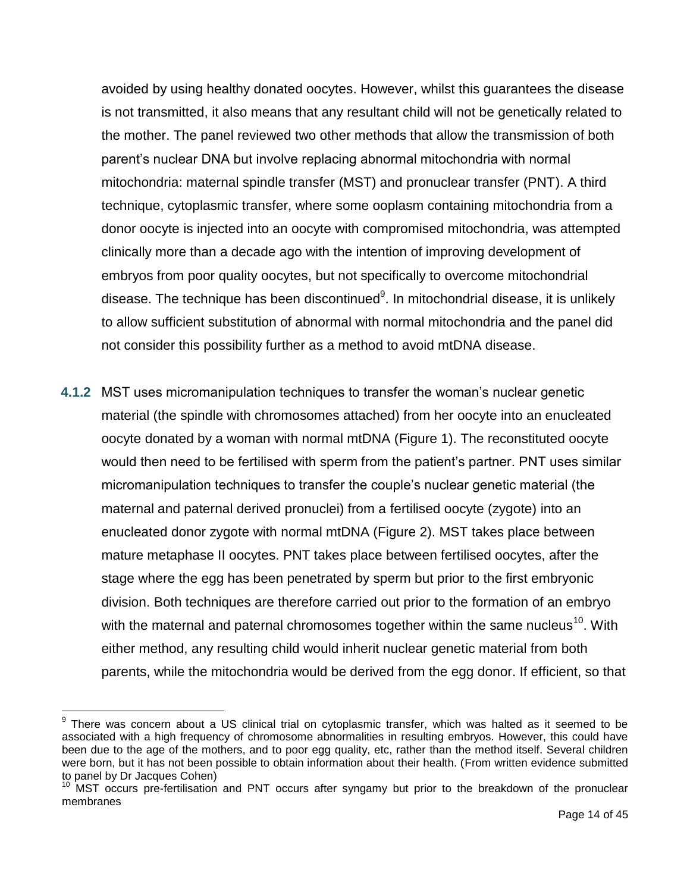avoided by using healthy donated oocytes. However, whilst this guarantees the disease is not transmitted, it also means that any resultant child will not be genetically related to the mother. The panel reviewed two other methods that allow the transmission of both parent's nuclear DNA but involve replacing abnormal mitochondria with normal mitochondria: maternal spindle transfer (MST) and pronuclear transfer (PNT). A third technique, cytoplasmic transfer, where some ooplasm containing mitochondria from a donor oocyte is injected into an oocyte with compromised mitochondria, was attempted clinically more than a decade ago with the intention of improving development of embryos from poor quality oocytes, but not specifically to overcome mitochondrial disease. The technique has been discontinued[9]. In mitochondrial disease, it is unlikely to allow sufficient substitution of abnormal with normal mitochondria and the panel did not consider this possibility further as a method to avoid mtDNA disease.

**4.1.2** MST uses micromanipulation techniques to transfer the woman's nuclear genetic material (the spindle with chromosomes attached) from her oocyte into an enucleated oocyte donated by a woman with normal mtDNA (Figure 1). The reconstituted oocyte would then need to be fertilised with sperm from the patient's partner. PNT uses similar micromanipulation techniques to transfer the couple's nuclear genetic material (the maternal and paternal derived pronuclei) from a fertilised oocyte (zygote) into an enucleated donor zygote with normal mtDNA (Figure 2). MST takes place between mature metaphase II oocytes. PNT takes place between fertilised oocytes, after the stage where the egg has been penetrated by sperm but prior to the first embryonic division. Both techniques are therefore carried out prior to the formation of an embryo with the maternal and paternal chromosomes together within the same nucleus[10]. With either method, any resulting child would inherit nuclear genetic material from both parents, while the mitochondria would be derived from the egg donor. If efficient, so that

---

[9] There was concern about a US clinical trial on cytoplasmic transfer, which was halted as it seemed to be associated with a high frequency of chromosome abnormalities in resulting embryos. However, this could have been due to the age of the mothers, and to poor egg quality, etc, rather than the method itself. Several children were born, but it has not been possible to obtain information about their health. (From written evidence submitted to panel by Dr Jacques Cohen)

[10] MST occurs pre-fertilisation and PNT occurs after syngamy but prior to the breakdown of the pronuclear membranes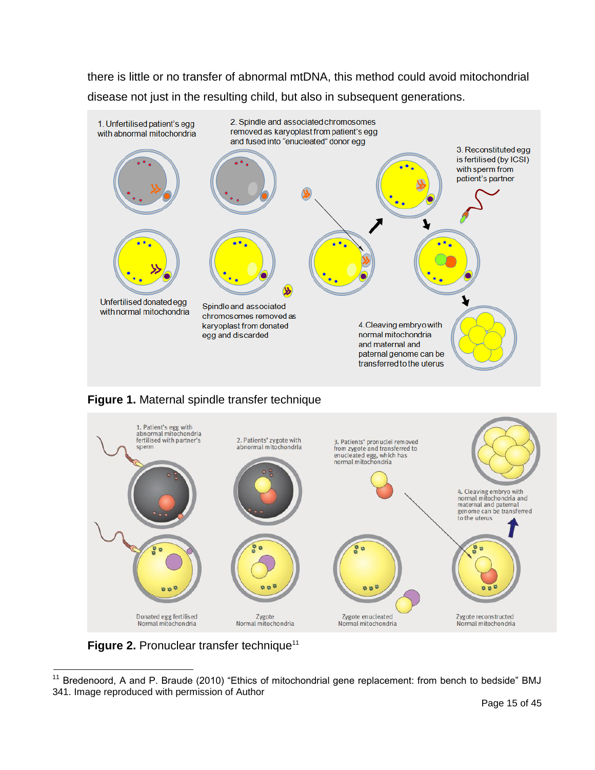there is little or no transfer of abnormal mtDNA, this method could avoid mitochondrial disease not just in the resulting child, but also in subsequent generations.

**Figure 1.** Maternal spindle transfer technique

**Figure 2.** Pronuclear transfer technique[11]

[11] Bredenoord, A and P. Braude (2010) "Ethics of mitochondrial gene replacement: from bench to bedside" BMJ 341. Image reproduced with permission of Author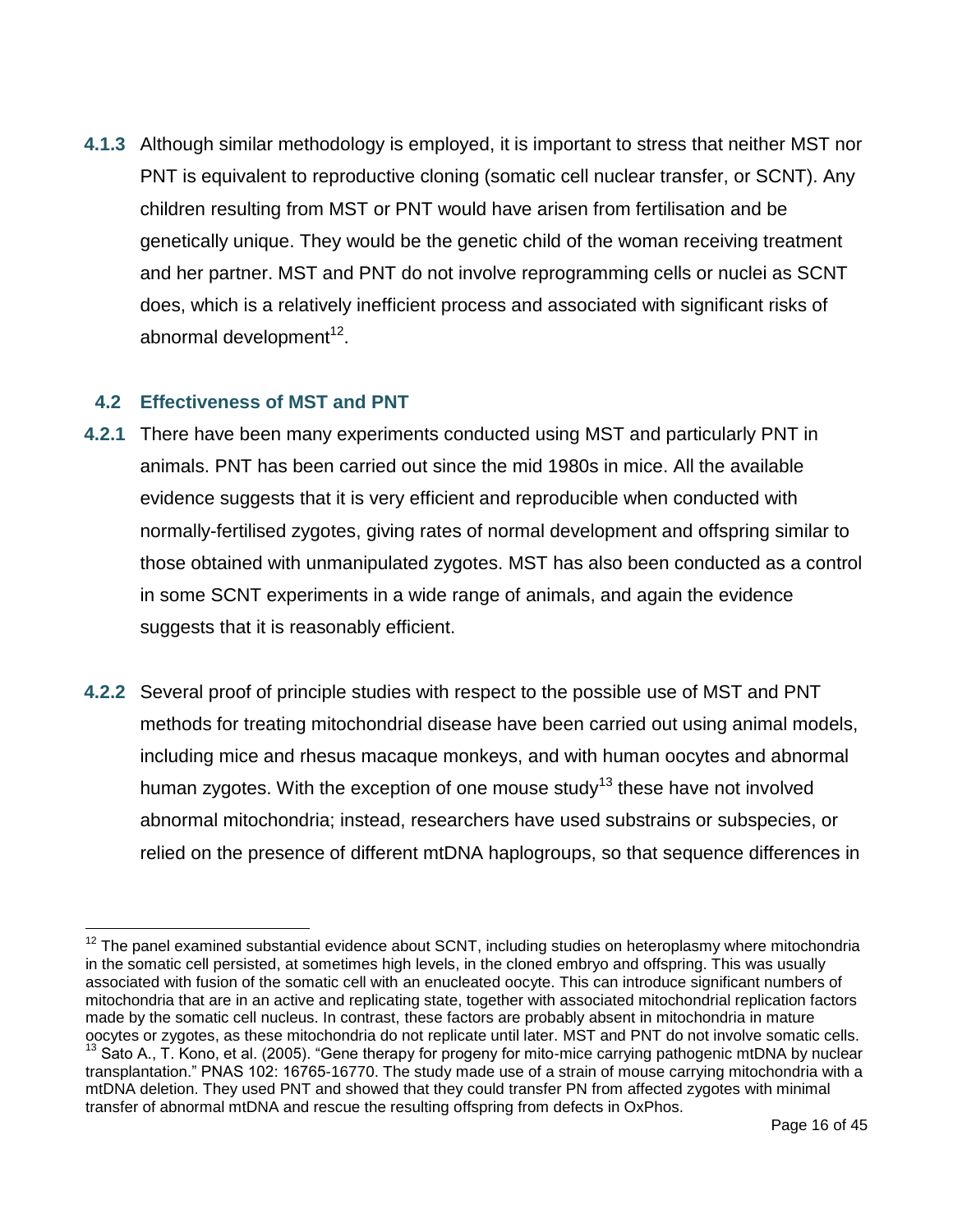**4.1.3** Although similar methodology is employed, it is important to stress that neither MST nor PNT is equivalent to reproductive cloning (somatic cell nuclear transfer, or SCNT). Any children resulting from MST or PNT would have arisen from fertilisation and be genetically unique. They would be the genetic child of the woman receiving treatment and her partner. MST and PNT do not involve reprogramming cells or nuclei as SCNT does, which is a relatively inefficient process and associated with significant risks of abnormal development[12].

### 4.2 Effectiveness of MST and PNT

**4.2.1** There have been many experiments conducted using MST and particularly PNT in animals. PNT has been carried out since the mid 1980s in mice. All the available evidence suggests that it is very efficient and reproducible when conducted with normally-fertilised zygotes, giving rates of normal development and offspring similar to those obtained with unmanipulated zygotes. MST has also been conducted as a control in some SCNT experiments in a wide range of animals, and again the evidence suggests that it is reasonably efficient.

**4.2.2** Several proof of principle studies with respect to the possible use of MST and PNT methods for treating mitochondrial disease have been carried out using animal models, including mice and rhesus macaque monkeys, and with human oocytes and abnormal human zygotes. With the exception of one mouse study[13] these have not involved abnormal mitochondria; instead, researchers have used substrains or subspecies, or relied on the presence of different mtDNA haplogroups, so that sequence differences in

---

[12] The panel examined substantial evidence about SCNT, including studies on heteroplasmy where mitochondria in the somatic cell persisted, at sometimes high levels, in the cloned embryo and offspring. This was usually associated with fusion of the somatic cell with an enucleated oocyte. This can introduce significant numbers of mitochondria that are in an active and replicating state, together with associated mitochondrial replication factors made by the somatic cell nucleus. In contrast, these factors are probably absent in mitochondria in mature oocytes or zygotes, as these mitochondria do not replicate until later. MST and PNT do not involve somatic cells.

[13] Sato A., T. Kono, et al. (2005). "Gene therapy for progeny for mito-mice carrying pathogenic mtDNA by nuclear transplantation." PNAS 102: 16765-16770. The study made use of a strain of mouse carrying mitochondria with a mtDNA deletion. They used PNT and showed that they could transfer PN from affected zygotes with minimal transfer of abnormal mtDNA and rescue the resulting offspring from defects in OxPhos.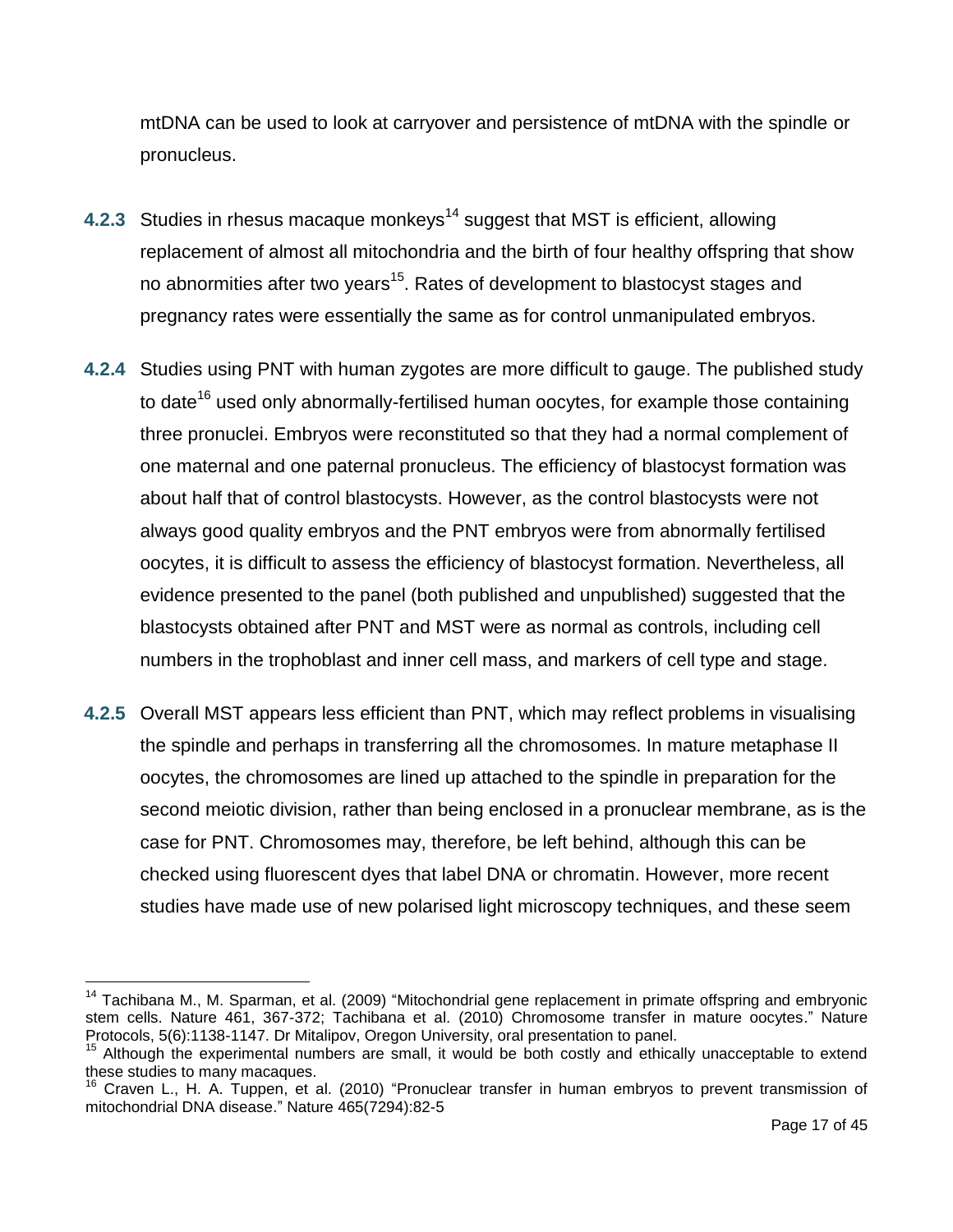mtDNA can be used to look at carryover and persistence of mtDNA with the spindle or pronucleus.

**4.2.3** Studies in rhesus macaque monkeys[14] suggest that MST is efficient, allowing replacement of almost all mitochondria and the birth of four healthy offspring that show no abnormities after two years[15]. Rates of development to blastocyst stages and pregnancy rates were essentially the same as for control unmanipulated embryos.

**4.2.4** Studies using PNT with human zygotes are more difficult to gauge. The published study to date[16] used only abnormally-fertilised human oocytes, for example those containing three pronuclei. Embryos were reconstituted so that they had a normal complement of one maternal and one paternal pronucleus. The efficiency of blastocyst formation was about half that of control blastocysts. However, as the control blastocysts were not always good quality embryos and the PNT embryos were from abnormally fertilised oocytes, it is difficult to assess the efficiency of blastocyst formation. Nevertheless, all evidence presented to the panel (both published and unpublished) suggested that the blastocysts obtained after PNT and MST were as normal as controls, including cell numbers in the trophoblast and inner cell mass, and markers of cell type and stage.

**4.2.5** Overall MST appears less efficient than PNT, which may reflect problems in visualising the spindle and perhaps in transferring all the chromosomes. In mature metaphase II oocytes, the chromosomes are lined up attached to the spindle in preparation for the second meiotic division, rather than being enclosed in a pronuclear membrane, as is the case for PNT. Chromosomes may, therefore, be left behind, although this can be checked using fluorescent dyes that label DNA or chromatin. However, more recent studies have made use of new polarised light microscopy techniques, and these seem

---

[14] Tachibana M., M. Sparman, et al. (2009) "Mitochondrial gene replacement in primate offspring and embryonic stem cells. Nature 461, 367-372; Tachibana et al. (2010) Chromosome transfer in mature oocytes." Nature Protocols, 5(6):1138-1147. Dr Mitalipov, Oregon University, oral presentation to panel.

[15] Although the experimental numbers are small, it would be both costly and ethically unacceptable to extend these studies to many macaques.

[16] Craven L., H. A. Tuppen, et al. (2010) "Pronuclear transfer in human embryos to prevent transmission of mitochondrial DNA disease." Nature 465(7294):82-5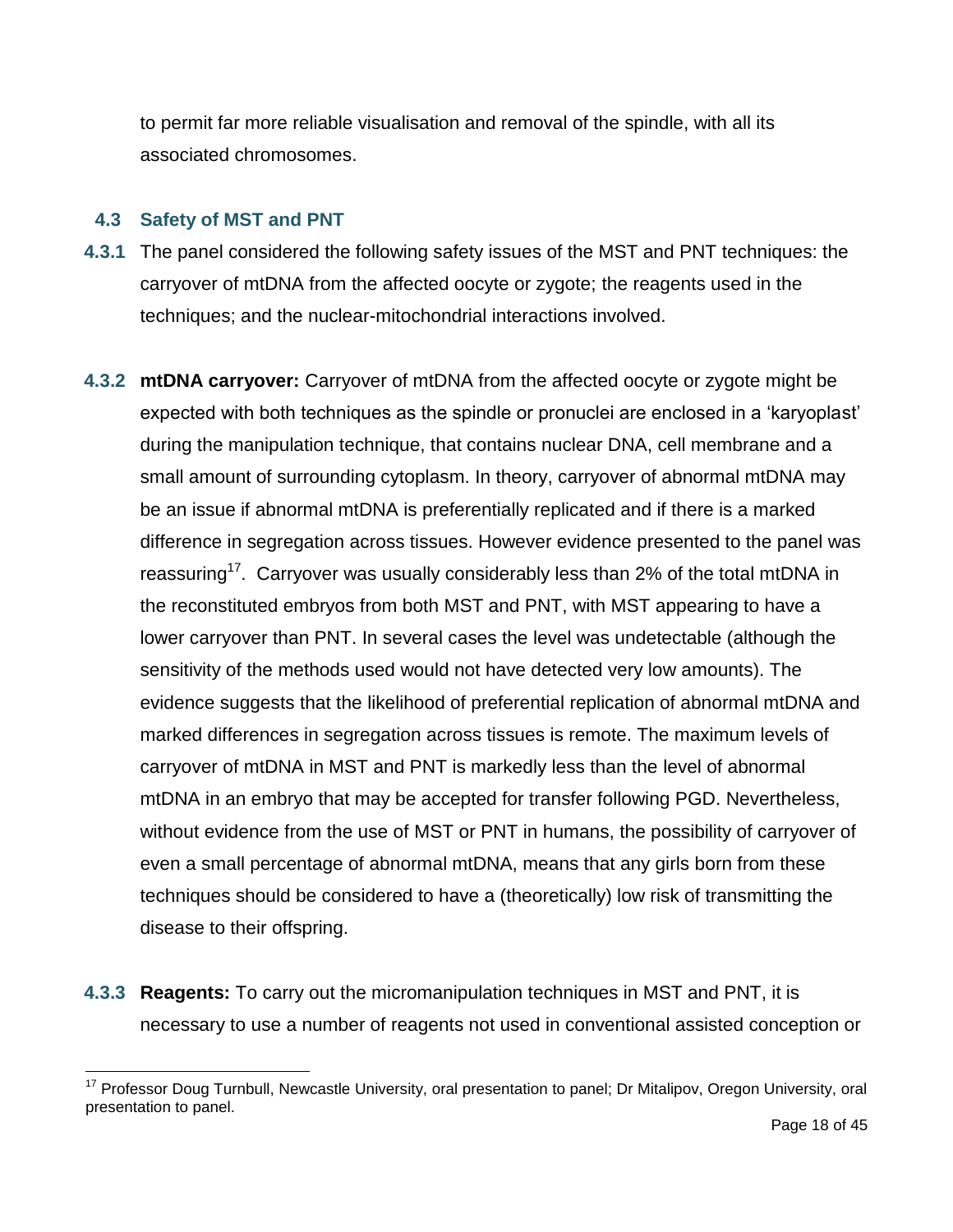to permit far more reliable visualisation and removal of the spindle, with all its associated chromosomes.

## 4.3 Safety of MST and PNT

**4.3.1** The panel considered the following safety issues of the MST and PNT techniques: the carryover of mtDNA from the affected oocyte or zygote; the reagents used in the techniques; and the nuclear-mitochondrial interactions involved.

**4.3.2** **mtDNA carryover:** Carryover of mtDNA from the affected oocyte or zygote might be expected with both techniques as the spindle or pronuclei are enclosed in a 'karyoplast' during the manipulation technique, that contains nuclear DNA, cell membrane and a small amount of surrounding cytoplasm. In theory, carryover of abnormal mtDNA may be an issue if abnormal mtDNA is preferentially replicated and if there is a marked difference in segregation across tissues. However evidence presented to the panel was reassuring[17]. Carryover was usually considerably less than 2% of the total mtDNA in the reconstituted embryos from both MST and PNT, with MST appearing to have a lower carryover than PNT. In several cases the level was undetectable (although the sensitivity of the methods used would not have detected very low amounts). The evidence suggests that the likelihood of preferential replication of abnormal mtDNA and marked differences in segregation across tissues is remote. The maximum levels of carryover of mtDNA in MST and PNT is markedly less than the level of abnormal mtDNA in an embryo that may be accepted for transfer following PGD. Nevertheless, without evidence from the use of MST or PNT in humans, the possibility of carryover of even a small percentage of abnormal mtDNA, means that any girls born from these techniques should be considered to have a (theoretically) low risk of transmitting the disease to their offspring.

**4.3.3** **Reagents:** To carry out the micromanipulation techniques in MST and PNT, it is necessary to use a number of reagents not used in conventional assisted conception or

---

[17] Professor Doug Turnbull, Newcastle University, oral presentation to panel; Dr Mitalipov, Oregon University, oral presentation to panel.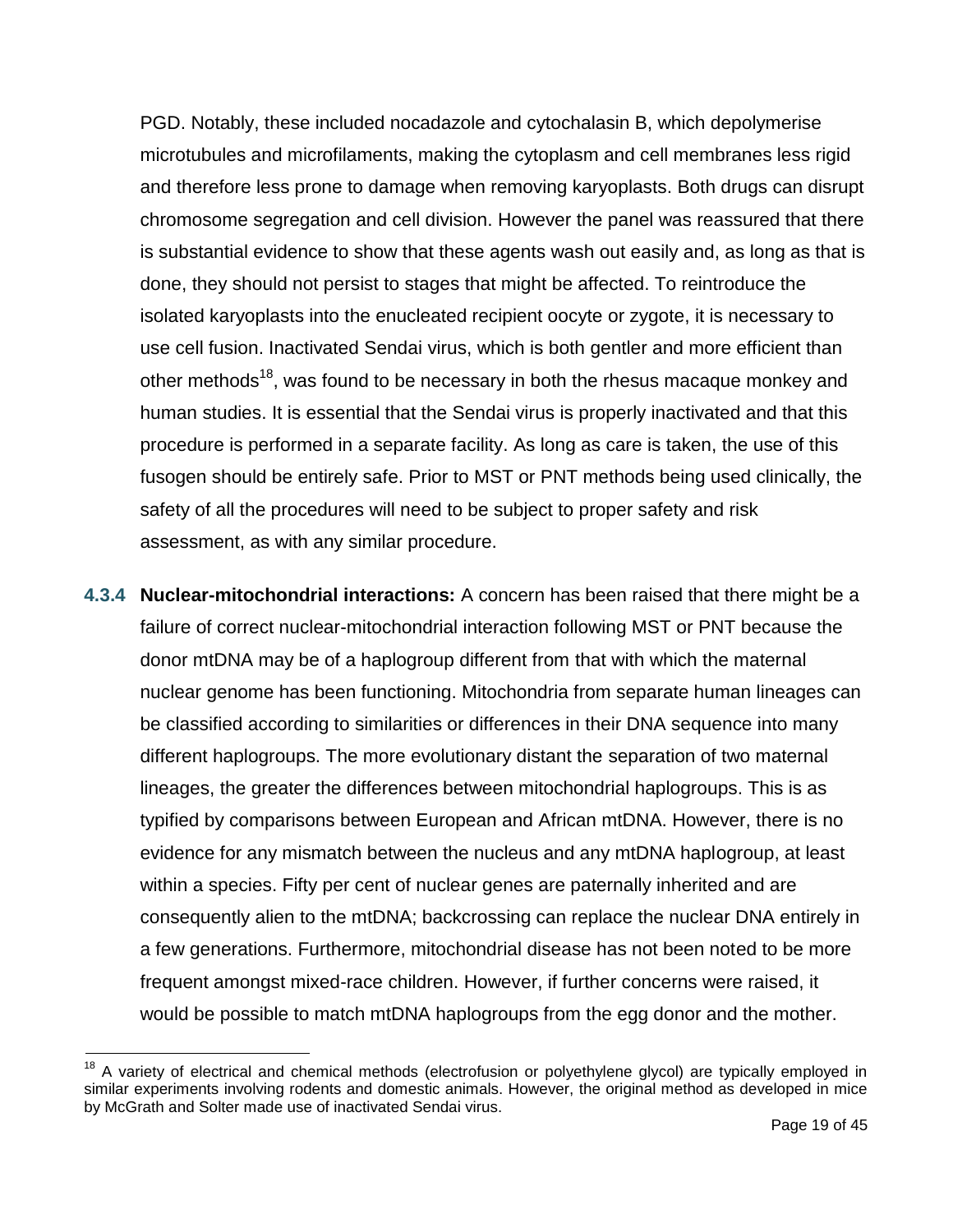PGD. Notably, these included nocadazole and cytochalasin B, which depolymerise microtubules and microfilaments, making the cytoplasm and cell membranes less rigid and therefore less prone to damage when removing karyoplasts. Both drugs can disrupt chromosome segregation and cell division. However the panel was reassured that there is substantial evidence to show that these agents wash out easily and, as long as that is done, they should not persist to stages that might be affected. To reintroduce the isolated karyoplasts into the enucleated recipient oocyte or zygote, it is necessary to use cell fusion. Inactivated Sendai virus, which is both gentler and more efficient than other methods[18], was found to be necessary in both the rhesus macaque monkey and human studies. It is essential that the Sendai virus is properly inactivated and that this procedure is performed in a separate facility. As long as care is taken, the use of this fusogen should be entirely safe. Prior to MST or PNT methods being used clinically, the safety of all the procedures will need to be subject to proper safety and risk assessment, as with any similar procedure.

**4.3.4 Nuclear-mitochondrial interactions:** A concern has been raised that there might be a failure of correct nuclear-mitochondrial interaction following MST or PNT because the donor mtDNA may be of a haplogroup different from that with which the maternal nuclear genome has been functioning. Mitochondria from separate human lineages can be classified according to similarities or differences in their DNA sequence into many different haplogroups. The more evolutionary distant the separation of two maternal lineages, the greater the differences between mitochondrial haplogroups. This is as typified by comparisons between European and African mtDNA. However, there is no evidence for any mismatch between the nucleus and any mtDNA haplogroup, at least within a species. Fifty per cent of nuclear genes are paternally inherited and are consequently alien to the mtDNA; backcrossing can replace the nuclear DNA entirely in a few generations. Furthermore, mitochondrial disease has not been noted to be more frequent amongst mixed-race children. However, if further concerns were raised, it would be possible to match mtDNA haplogroups from the egg donor and the mother.

[18] A variety of electrical and chemical methods (electrofusion or polyethylene glycol) are typically employed in similar experiments involving rodents and domestic animals. However, the original method as developed in mice by McGrath and Solter made use of inactivated Sendai virus.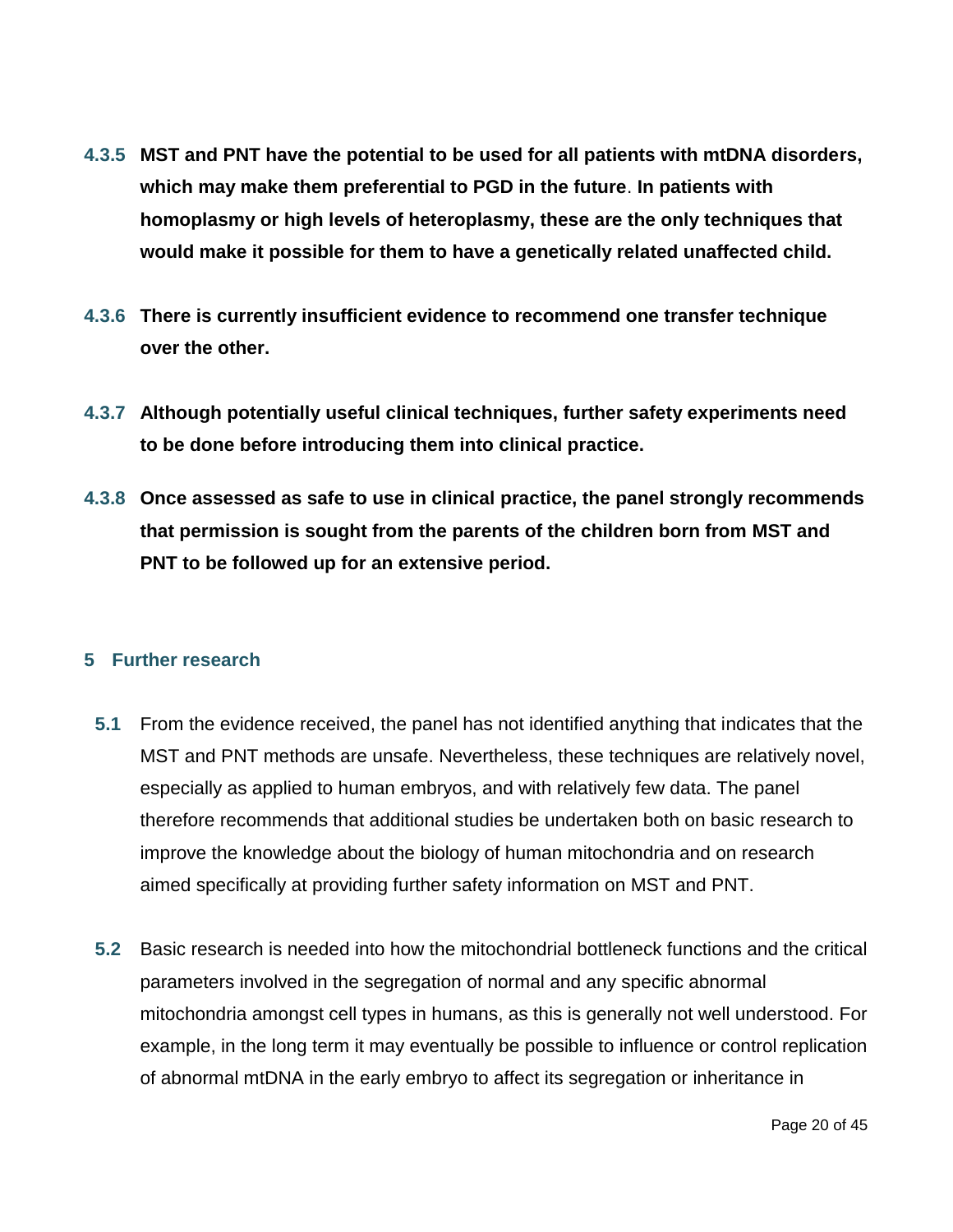**4.3.5 MST and PNT have the potential to be used for all patients with mtDNA disorders, which may make them preferential to PGD in the future**. **In patients with homoplasmy or high levels of heteroplasmy, these are the only techniques that would make it possible for them to have a genetically related unaffected child.**

**4.3.6 There is currently insufficient evidence to recommend one transfer technique over the other.**

**4.3.7 Although potentially useful clinical techniques, further safety experiments need to be done before introducing them into clinical practice.**

**4.3.8 Once assessed as safe to use in clinical practice, the panel strongly recommends that permission is sought from the parents of the children born from MST and PNT to be followed up for an extensive period.**

## 5 Further research

**5.1** From the evidence received, the panel has not identified anything that indicates that the MST and PNT methods are unsafe. Nevertheless, these techniques are relatively novel, especially as applied to human embryos, and with relatively few data. The panel therefore recommends that additional studies be undertaken both on basic research to improve the knowledge about the biology of human mitochondria and on research aimed specifically at providing further safety information on MST and PNT.

**5.2** Basic research is needed into how the mitochondrial bottleneck functions and the critical parameters involved in the segregation of normal and any specific abnormal mitochondria amongst cell types in humans, as this is generally not well understood. For example, in the long term it may eventually be possible to influence or control replication of abnormal mtDNA in the early embryo to affect its segregation or inheritance in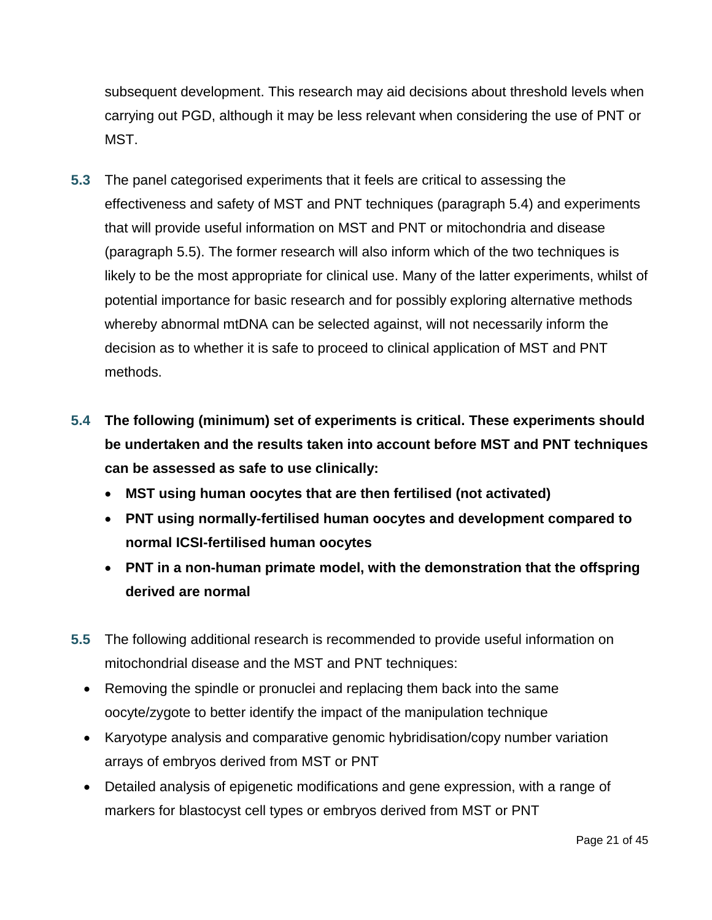subsequent development. This research may aid decisions about threshold levels when carrying out PGD, although it may be less relevant when considering the use of PNT or MST.

**5.3** The panel categorised experiments that it feels are critical to assessing the effectiveness and safety of MST and PNT techniques (paragraph 5.4) and experiments that will provide useful information on MST and PNT or mitochondria and disease (paragraph 5.5). The former research will also inform which of the two techniques is likely to be the most appropriate for clinical use. Many of the latter experiments, whilst of potential importance for basic research and for possibly exploring alternative methods whereby abnormal mtDNA can be selected against, will not necessarily inform the decision as to whether it is safe to proceed to clinical application of MST and PNT methods.

**5.4** **The following (minimum) set of experiments is critical. These experiments should be undertaken and the results taken into account before MST and PNT techniques can be assessed as safe to use clinically:**

- **MST using human oocytes that are then fertilised (not activated)**
- **PNT using normally-fertilised human oocytes and development compared to normal ICSI-fertilised human oocytes**
- **PNT in a non-human primate model, with the demonstration that the offspring derived are normal**

**5.5** The following additional research is recommended to provide useful information on mitochondrial disease and the MST and PNT techniques:

- Removing the spindle or pronuclei and replacing them back into the same oocyte/zygote to better identify the impact of the manipulation technique
- Karyotype analysis and comparative genomic hybridisation/copy number variation arrays of embryos derived from MST or PNT
- Detailed analysis of epigenetic modifications and gene expression, with a range of markers for blastocyst cell types or embryos derived from MST or PNT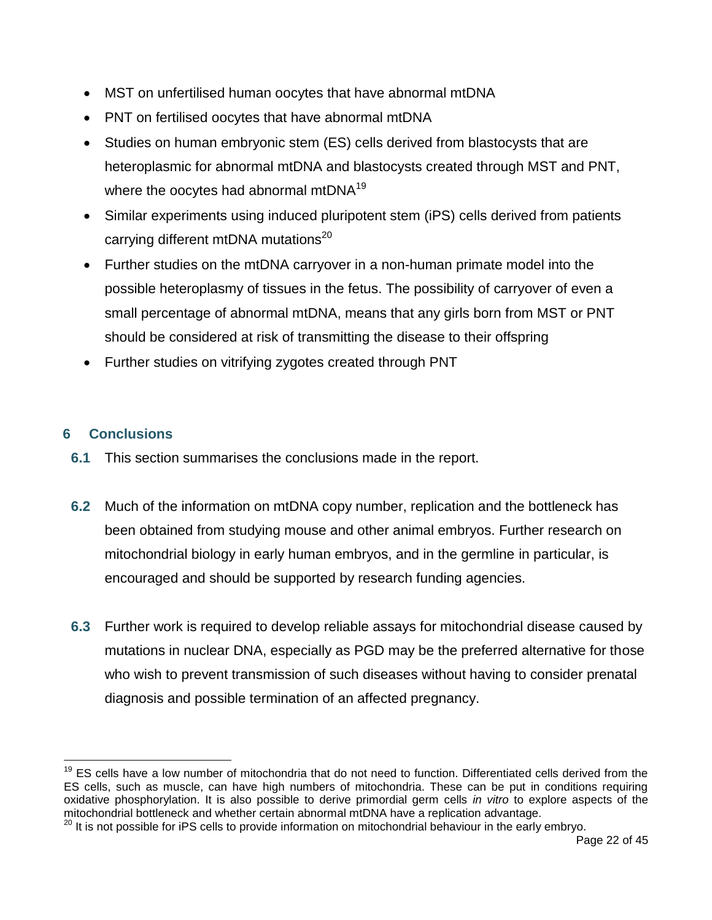- MST on unfertilised human oocytes that have abnormal mtDNA
- PNT on fertilised oocytes that have abnormal mtDNA
- Studies on human embryonic stem (ES) cells derived from blastocysts that are heteroplasmic for abnormal mtDNA and blastocysts created through MST and PNT, where the oocytes had abnormal mtDNA[19]
- Similar experiments using induced pluripotent stem (iPS) cells derived from patients carrying different mtDNA mutations[20]
- Further studies on the mtDNA carryover in a non-human primate model into the possible heteroplasmy of tissues in the fetus. The possibility of carryover of even a small percentage of abnormal mtDNA, means that any girls born from MST or PNT should be considered at risk of transmitting the disease to their offspring
- Further studies on vitrifying zygotes created through PNT

## 6 Conclusions

**6.1** This section summarises the conclusions made in the report.

**6.2** Much of the information on mtDNA copy number, replication and the bottleneck has been obtained from studying mouse and other animal embryos. Further research on mitochondrial biology in early human embryos, and in the germline in particular, is encouraged and should be supported by research funding agencies.

**6.3** Further work is required to develop reliable assays for mitochondrial disease caused by mutations in nuclear DNA, especially as PGD may be the preferred alternative for those who wish to prevent transmission of such diseases without having to consider prenatal diagnosis and possible termination of an affected pregnancy.

---

[19] ES cells have a low number of mitochondria that do not need to function. Differentiated cells derived from the ES cells, such as muscle, can have high numbers of mitochondria. These can be put in conditions requiring oxidative phosphorylation. It is also possible to derive primordial germ cells *in vitro* to explore aspects of the mitochondrial bottleneck and whether certain abnormal mtDNA have a replication advantage.

[20] It is not possible for iPS cells to provide information on mitochondrial behaviour in the early embryo.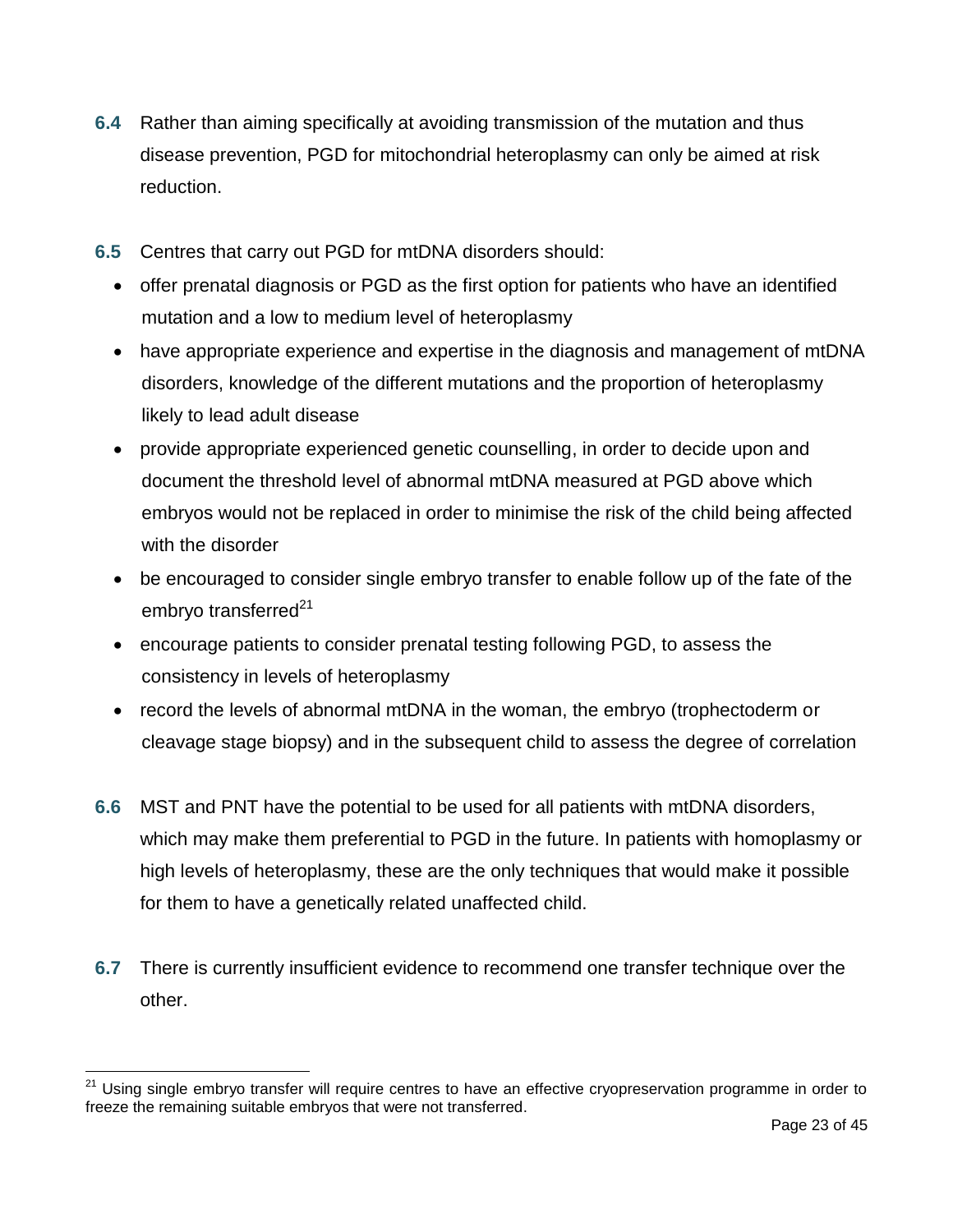**6.4** Rather than aiming specifically at avoiding transmission of the mutation and thus disease prevention, PGD for mitochondrial heteroplasmy can only be aimed at risk reduction.

**6.5** Centres that carry out PGD for mtDNA disorders should:

- offer prenatal diagnosis or PGD as the first option for patients who have an identified mutation and a low to medium level of heteroplasmy
- have appropriate experience and expertise in the diagnosis and management of mtDNA disorders, knowledge of the different mutations and the proportion of heteroplasmy likely to lead adult disease
- provide appropriate experienced genetic counselling, in order to decide upon and document the threshold level of abnormal mtDNA measured at PGD above which embryos would not be replaced in order to minimise the risk of the child being affected with the disorder
- be encouraged to consider single embryo transfer to enable follow up of the fate of the embryo transferred[21]
- encourage patients to consider prenatal testing following PGD, to assess the consistency in levels of heteroplasmy
- record the levels of abnormal mtDNA in the woman, the embryo (trophectoderm or cleavage stage biopsy) and in the subsequent child to assess the degree of correlation

**6.6** MST and PNT have the potential to be used for all patients with mtDNA disorders, which may make them preferential to PGD in the future. In patients with homoplasmy or high levels of heteroplasmy, these are the only techniques that would make it possible for them to have a genetically related unaffected child.

**6.7** There is currently insufficient evidence to recommend one transfer technique over the other.

---

[21] Using single embryo transfer will require centres to have an effective cryopreservation programme in order to freeze the remaining suitable embryos that were not transferred.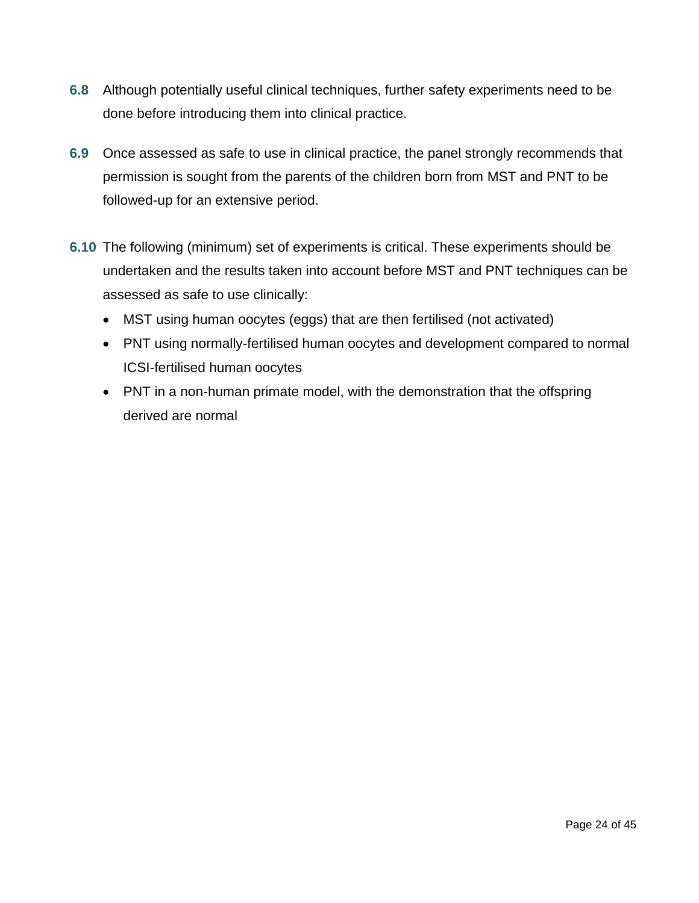**6.8** Although potentially useful clinical techniques, further safety experiments need to be done before introducing them into clinical practice.

**6.9** Once assessed as safe to use in clinical practice, the panel strongly recommends that permission is sought from the parents of the children born from MST and PNT to be followed-up for an extensive period.

**6.10** The following (minimum) set of experiments is critical. These experiments should be undertaken and the results taken into account before MST and PNT techniques can be assessed as safe to use clinically:

- MST using human oocytes (eggs) that are then fertilised (not activated)
- PNT using normally-fertilised human oocytes and development compared to normal ICSI-fertilised human oocytes
- PNT in a non-human primate model, with the demonstration that the offspring derived are normal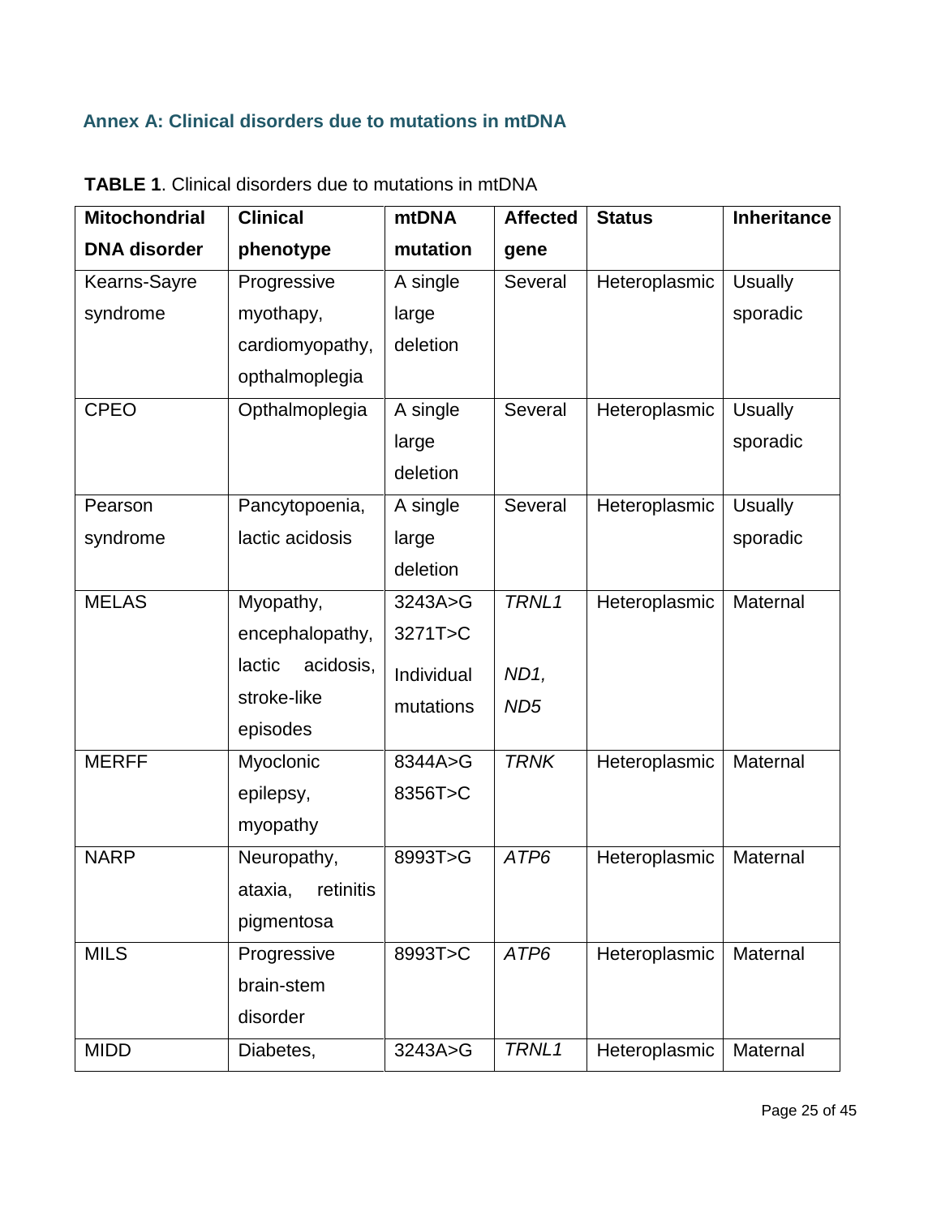## Annex A: Clinical disorders due to mutations in mtDNA

**TABLE 1**. Clinical disorders due to mutations in mtDNA

| Mitochondrial DNA disorder | Clinical phenotype | mtDNA mutation | Affected gene | Status | Inheritance |
|---|---|---|---|---|---|
| Kearns-Sayre syndrome | Progressive myothapy, cardiomyopathy, opthalmoplegia | A single large deletion | Several | Heteroplasmic | Usually sporadic |
| CPEO | Opthalmoplegia | A single large deletion | Several | Heteroplasmic | Usually sporadic |
| Pearson syndrome | Pancytopoenia, lactic acidosis | A single large deletion | Several | Heteroplasmic | Usually sporadic |
| MELAS | Myopathy, encephalopathy, lactic acidosis, stroke-like episodes | 3243A>G<br>3271T>C<br>Individual mutations | *TRNL1*<br><br>*ND1, ND5* | Heteroplasmic | Maternal |
| MERFF | Myoclonic epilepsy, myopathy | 8344A>G<br>8356T>C | *TRNK* | Heteroplasmic | Maternal |
| NARP | Neuropathy, ataxia, retinitis pigmentosa | 8993T>G | *ATP6* | Heteroplasmic | Maternal |
| MILS | Progressive brain-stem disorder | 8993T>C | *ATP6* | Heteroplasmic | Maternal |
| MIDD | Diabetes, | 3243A>G | *TRNL1* | Heteroplasmic | Maternal |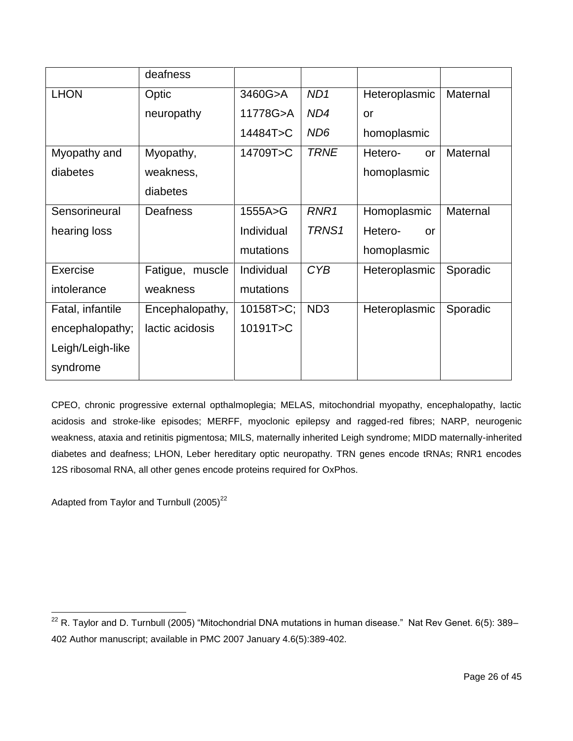| | deafness | | | | |
|---|---|---|---|---|---|
| LHON | Optic neuropathy | 3460G>A<br>11778G>A<br>14484T>C | *ND1*<br>*ND4*<br>*ND6* | Heteroplasmic or homoplasmic | Maternal |
| Myopathy and diabetes | Myopathy, weakness, diabetes | 14709T>C | *TRNE* | Hetero- or homoplasmic | Maternal |
| Sensorineural hearing loss | Deafness | 1555A>G<br>Individual mutations | *RNR1*<br>*TRNS1* | Homoplasmic<br>Hetero- or homoplasmic | Maternal |
| Exercise intolerance | Fatigue, muscle weakness | Individual mutations | *CYB* | Heteroplasmic | Sporadic |
| Fatal, infantile encephalopathy; Leigh/Leigh-like syndrome | Encephalopathy, lactic acidosis | 10158T>C;<br>10191T>C | ND3 | Heteroplasmic | Sporadic |

CPEO, chronic progressive external opthalmoplegia; MELAS, mitochondrial myopathy, encephalopathy, lactic acidosis and stroke-like episodes; MERFF, myoclonic epilepsy and ragged-red fibres; NARP, neurogenic weakness, ataxia and retinitis pigmentosa; MILS, maternally inherited Leigh syndrome; MIDD maternally-inherited diabetes and deafness; LHON, Leber hereditary optic neuropathy. TRN genes encode tRNAs; RNR1 encodes 12S ribosomal RNA, all other genes encode proteins required for OxPhos.

Adapted from Taylor and Turnbull (2005)[22]

[22] R. Taylor and D. Turnbull (2005) "Mitochondrial DNA mutations in human disease." Nat Rev Genet. 6(5): 389–402 Author manuscript; available in PMC 2007 January 4.6(5):389-402.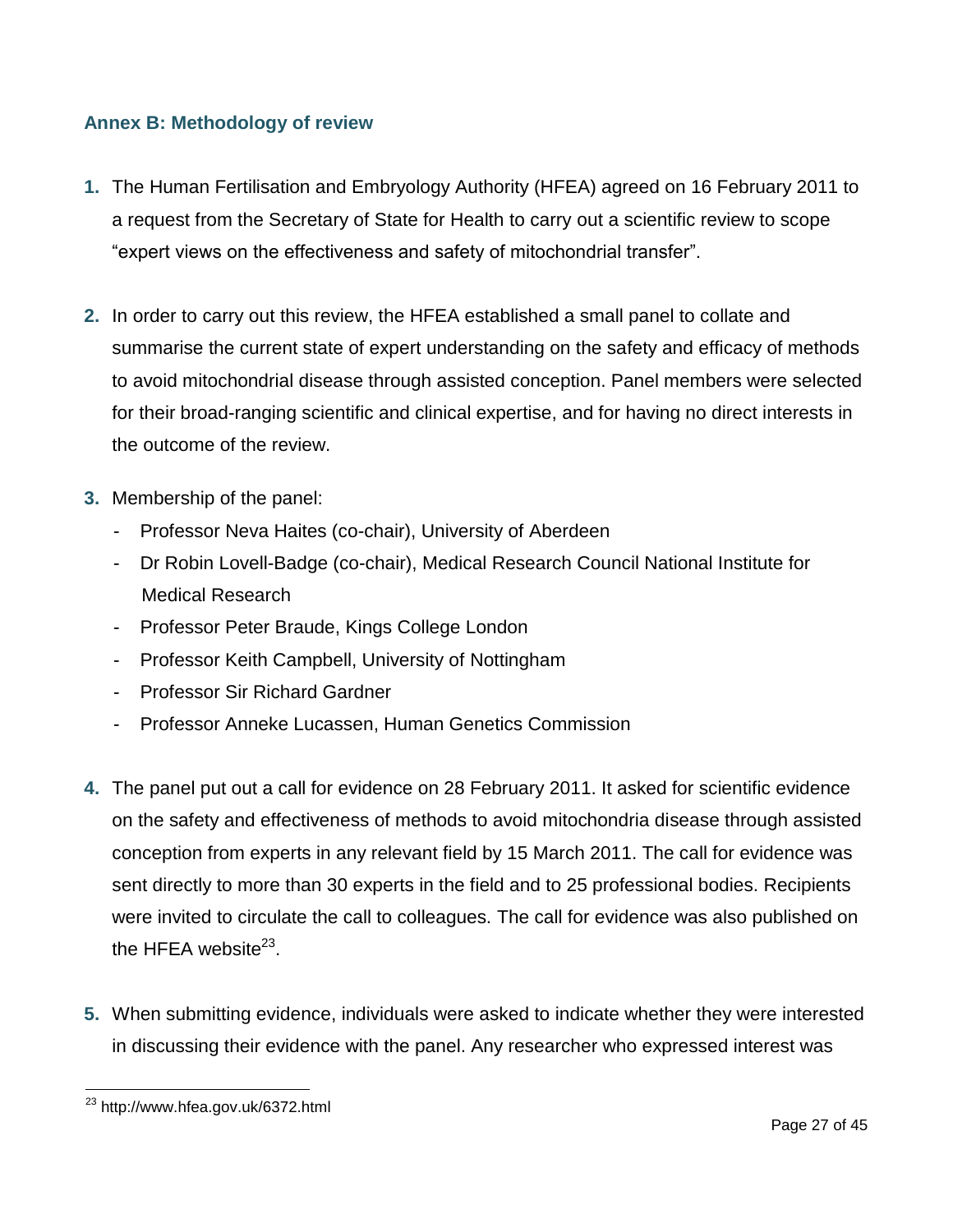## Annex B: Methodology of review

1. The Human Fertilisation and Embryology Authority (HFEA) agreed on 16 February 2011 to a request from the Secretary of State for Health to carry out a scientific review to scope "expert views on the effectiveness and safety of mitochondrial transfer".

2. In order to carry out this review, the HFEA established a small panel to collate and summarise the current state of expert understanding on the safety and efficacy of methods to avoid mitochondrial disease through assisted conception. Panel members were selected for their broad-ranging scientific and clinical expertise, and for having no direct interests in the outcome of the review.

3. Membership of the panel:
   - Professor Neva Haites (co-chair), University of Aberdeen
   - Dr Robin Lovell-Badge (co-chair), Medical Research Council National Institute for Medical Research
   - Professor Peter Braude, Kings College London
   - Professor Keith Campbell, University of Nottingham
   - Professor Sir Richard Gardner
   - Professor Anneke Lucassen, Human Genetics Commission

4. The panel put out a call for evidence on 28 February 2011. It asked for scientific evidence on the safety and effectiveness of methods to avoid mitochondria disease through assisted conception from experts in any relevant field by 15 March 2011. The call for evidence was sent directly to more than 30 experts in the field and to 25 professional bodies. Recipients were invited to circulate the call to colleagues. The call for evidence was also published on the HFEA website[23].

5. When submitting evidence, individuals were asked to indicate whether they were interested in discussing their evidence with the panel. Any researcher who expressed interest was

[23] http://www.hfea.gov.uk/6372.html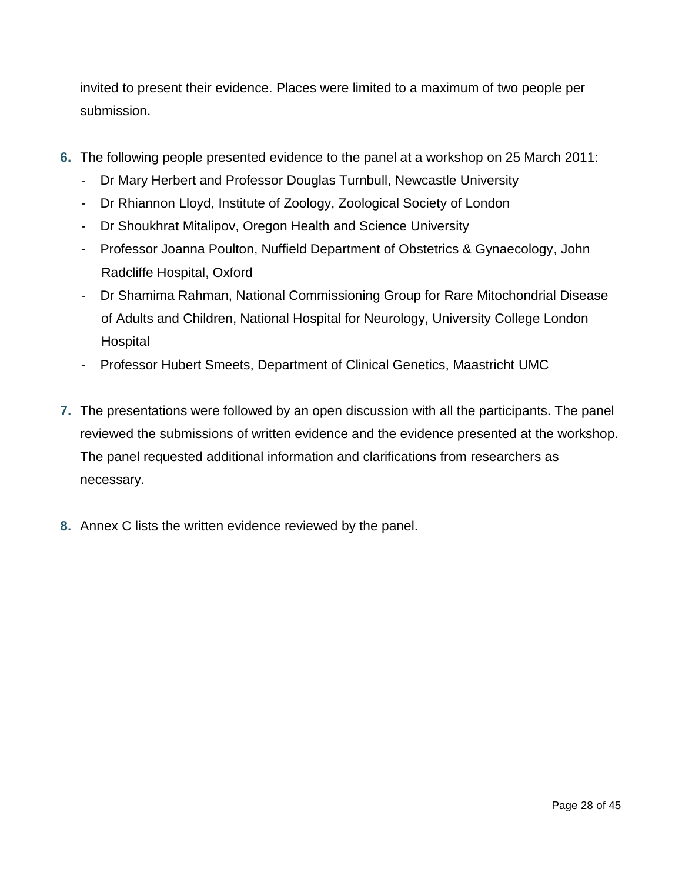invited to present their evidence. Places were limited to a maximum of two people per submission.

**6.** The following people presented evidence to the panel at a workshop on 25 March 2011:

- Dr Mary Herbert and Professor Douglas Turnbull, Newcastle University
- Dr Rhiannon Lloyd, Institute of Zoology, Zoological Society of London
- Dr Shoukhrat Mitalipov, Oregon Health and Science University
- Professor Joanna Poulton, Nuffield Department of Obstetrics & Gynaecology, John Radcliffe Hospital, Oxford
- Dr Shamima Rahman, National Commissioning Group for Rare Mitochondrial Disease of Adults and Children, National Hospital for Neurology, University College London Hospital
- Professor Hubert Smeets, Department of Clinical Genetics, Maastricht UMC

**7.** The presentations were followed by an open discussion with all the participants. The panel reviewed the submissions of written evidence and the evidence presented at the workshop. The panel requested additional information and clarifications from researchers as necessary.

**8.** Annex C lists the written evidence reviewed by the panel.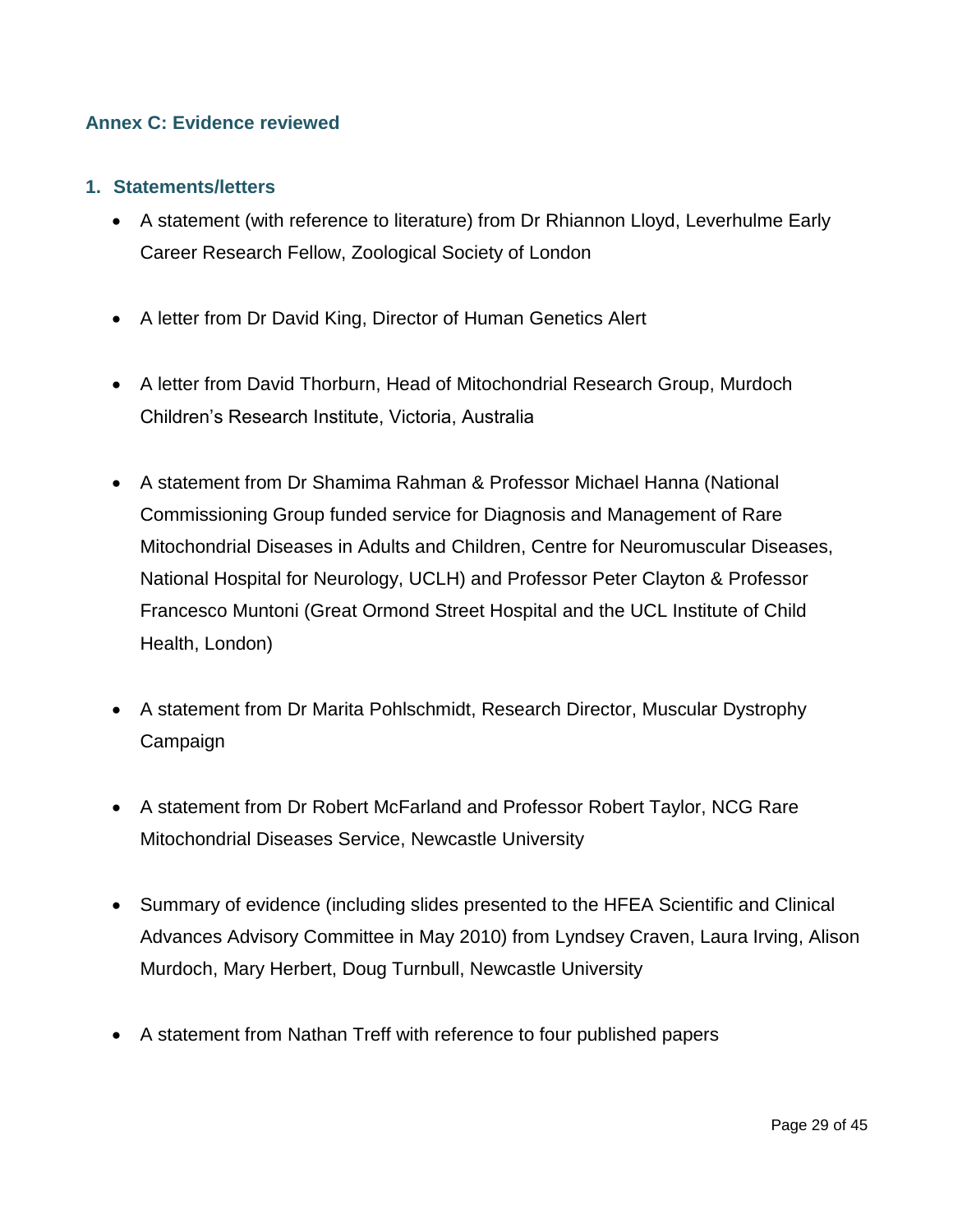## Annex C: Evidence reviewed

### 1. Statements/letters

- A statement (with reference to literature) from Dr Rhiannon Lloyd, Leverhulme Early Career Research Fellow, Zoological Society of London

- A letter from Dr David King, Director of Human Genetics Alert

- A letter from David Thorburn, Head of Mitochondrial Research Group, Murdoch Children's Research Institute, Victoria, Australia

- A statement from Dr Shamima Rahman & Professor Michael Hanna (National Commissioning Group funded service for Diagnosis and Management of Rare Mitochondrial Diseases in Adults and Children, Centre for Neuromuscular Diseases, National Hospital for Neurology, UCLH) and Professor Peter Clayton & Professor Francesco Muntoni (Great Ormond Street Hospital and the UCL Institute of Child Health, London)

- A statement from Dr Marita Pohlschmidt, Research Director, Muscular Dystrophy Campaign

- A statement from Dr Robert McFarland and Professor Robert Taylor, NCG Rare Mitochondrial Diseases Service, Newcastle University

- Summary of evidence (including slides presented to the HFEA Scientific and Clinical Advances Advisory Committee in May 2010) from Lyndsey Craven, Laura Irving, Alison Murdoch, Mary Herbert, Doug Turnbull, Newcastle University

- A statement from Nathan Treff with reference to four published papers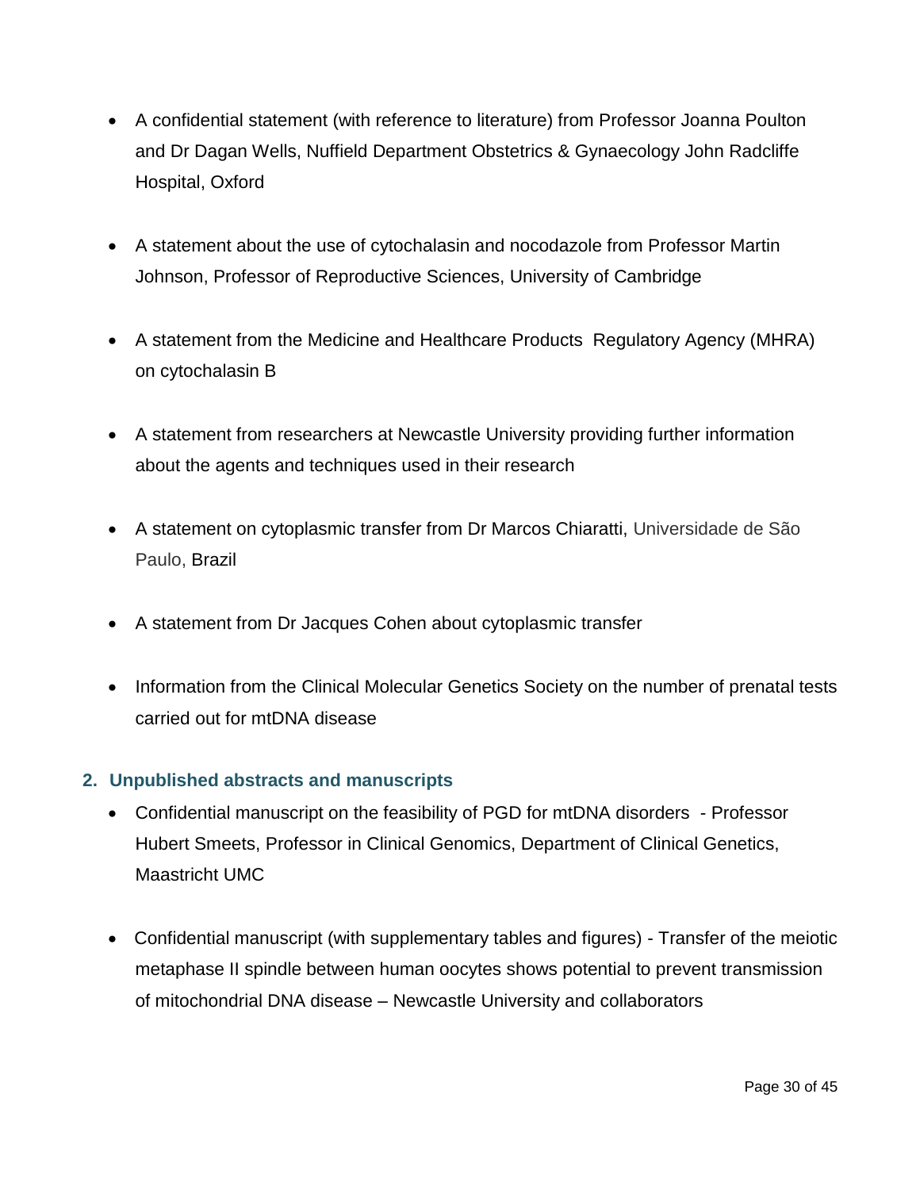- A confidential statement (with reference to literature) from Professor Joanna Poulton and Dr Dagan Wells, Nuffield Department Obstetrics & Gynaecology John Radcliffe Hospital, Oxford

- A statement about the use of cytochalasin and nocodazole from Professor Martin Johnson, Professor of Reproductive Sciences, University of Cambridge

- A statement from the Medicine and Healthcare Products Regulatory Agency (MHRA) on cytochalasin B

- A statement from researchers at Newcastle University providing further information about the agents and techniques used in their research

- A statement on cytoplasmic transfer from Dr Marcos Chiaratti, Universidade de São Paulo, Brazil

- A statement from Dr Jacques Cohen about cytoplasmic transfer

- Information from the Clinical Molecular Genetics Society on the number of prenatal tests carried out for mtDNA disease

## 2. Unpublished abstracts and manuscripts

- Confidential manuscript on the feasibility of PGD for mtDNA disorders - Professor Hubert Smeets, Professor in Clinical Genomics, Department of Clinical Genetics, Maastricht UMC

- Confidential manuscript (with supplementary tables and figures) - Transfer of the meiotic metaphase II spindle between human oocytes shows potential to prevent transmission of mitochondrial DNA disease – Newcastle University and collaborators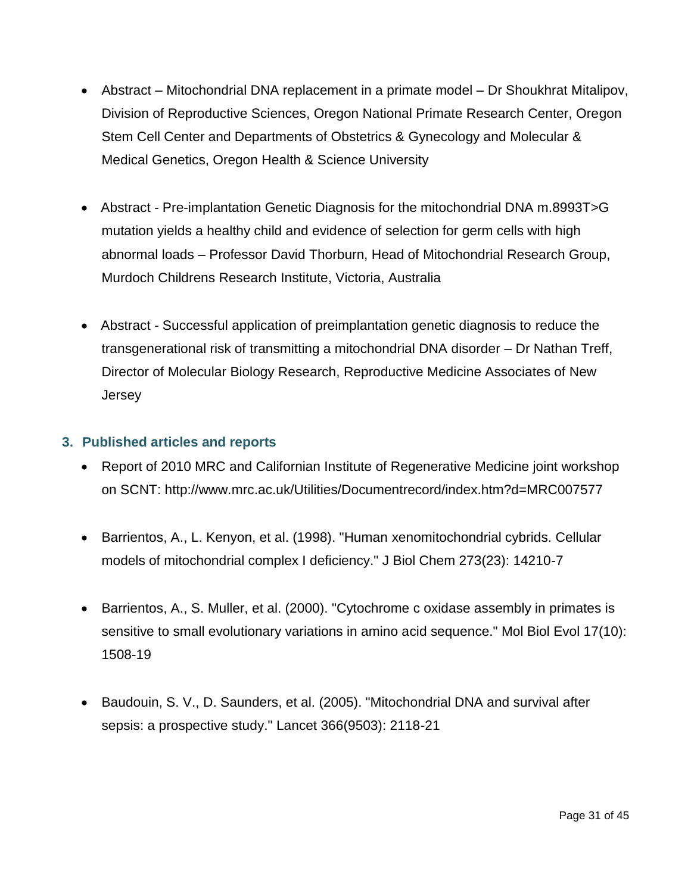- Abstract – Mitochondrial DNA replacement in a primate model – Dr Shoukhrat Mitalipov, Division of Reproductive Sciences, Oregon National Primate Research Center, Oregon Stem Cell Center and Departments of Obstetrics & Gynecology and Molecular & Medical Genetics, Oregon Health & Science University

- Abstract - Pre-implantation Genetic Diagnosis for the mitochondrial DNA m.8993T>G mutation yields a healthy child and evidence of selection for germ cells with high abnormal loads – Professor David Thorburn, Head of Mitochondrial Research Group, Murdoch Childrens Research Institute, Victoria, Australia

- Abstract - Successful application of preimplantation genetic diagnosis to reduce the transgenerational risk of transmitting a mitochondrial DNA disorder – Dr Nathan Treff, Director of Molecular Biology Research, Reproductive Medicine Associates of New Jersey

### 3. Published articles and reports

- Report of 2010 MRC and Californian Institute of Regenerative Medicine joint workshop on SCNT: http://www.mrc.ac.uk/Utilities/Documentrecord/index.htm?d=MRC007577

- Barrientos, A., L. Kenyon, et al. (1998). "Human xenomitochondrial cybrids. Cellular models of mitochondrial complex I deficiency." J Biol Chem 273(23): 14210-7

- Barrientos, A., S. Muller, et al. (2000). "Cytochrome c oxidase assembly in primates is sensitive to small evolutionary variations in amino acid sequence." Mol Biol Evol 17(10): 1508-19

- Baudouin, S. V., D. Saunders, et al. (2005). "Mitochondrial DNA and survival after sepsis: a prospective study." Lancet 366(9503): 2118-21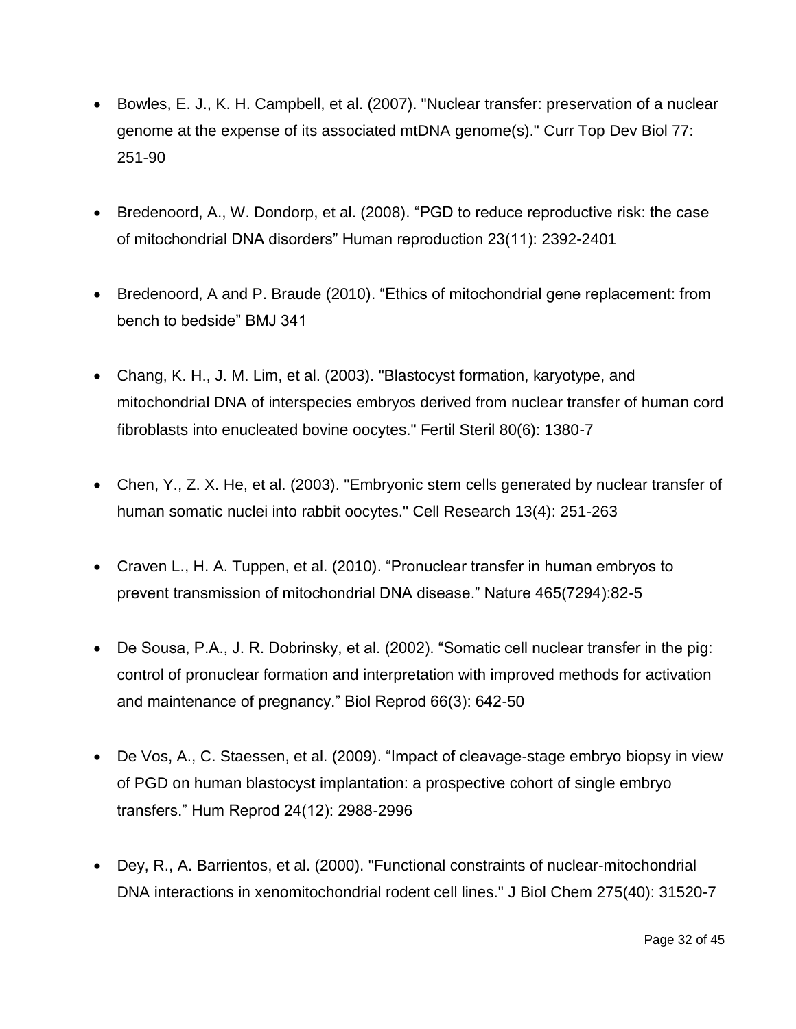- Bowles, E. J., K. H. Campbell, et al. (2007). "Nuclear transfer: preservation of a nuclear genome at the expense of its associated mtDNA genome(s)." Curr Top Dev Biol 77: 251-90

- Bredenoord, A., W. Dondorp, et al. (2008). “PGD to reduce reproductive risk: the case of mitochondrial DNA disorders” Human reproduction 23(11): 2392-2401

- Bredenoord, A and P. Braude (2010). “Ethics of mitochondrial gene replacement: from bench to bedside” BMJ 341

- Chang, K. H., J. M. Lim, et al. (2003). "Blastocyst formation, karyotype, and mitochondrial DNA of interspecies embryos derived from nuclear transfer of human cord fibroblasts into enucleated bovine oocytes." Fertil Steril 80(6): 1380-7

- Chen, Y., Z. X. He, et al. (2003). "Embryonic stem cells generated by nuclear transfer of human somatic nuclei into rabbit oocytes." Cell Research 13(4): 251-263

- Craven L., H. A. Tuppen, et al. (2010). “Pronuclear transfer in human embryos to prevent transmission of mitochondrial DNA disease.” Nature 465(7294):82-5

- De Sousa, P.A., J. R. Dobrinsky, et al. (2002). “Somatic cell nuclear transfer in the pig: control of pronuclear formation and interpretation with improved methods for activation and maintenance of pregnancy.” Biol Reprod 66(3): 642-50

- De Vos, A., C. Staessen, et al. (2009). “Impact of cleavage-stage embryo biopsy in view of PGD on human blastocyst implantation: a prospective cohort of single embryo transfers.” Hum Reprod 24(12): 2988-2996

- Dey, R., A. Barrientos, et al. (2000). "Functional constraints of nuclear-mitochondrial DNA interactions in xenomitochondrial rodent cell lines." J Biol Chem 275(40): 31520-7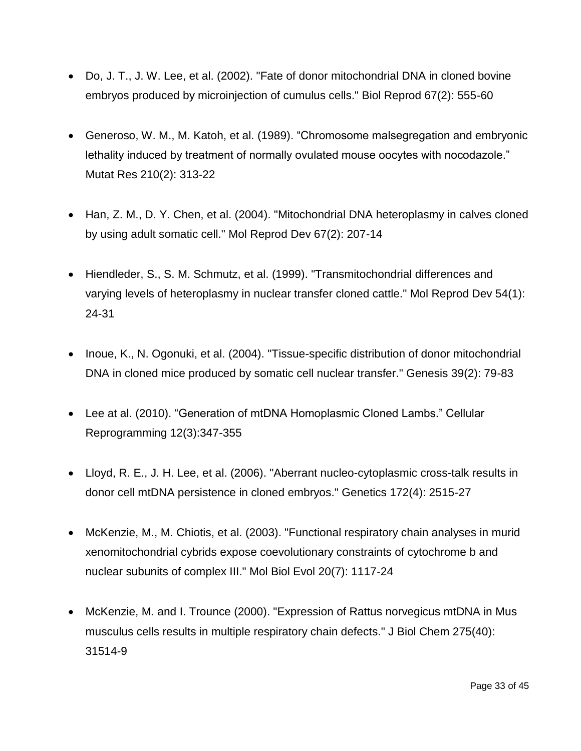- Do, J. T., J. W. Lee, et al. (2002). "Fate of donor mitochondrial DNA in cloned bovine embryos produced by microinjection of cumulus cells." Biol Reprod 67(2): 555-60

- Generoso, W. M., M. Katoh, et al. (1989). “Chromosome malsegregation and embryonic lethality induced by treatment of normally ovulated mouse oocytes with nocodazole.” Mutat Res 210(2): 313-22

- Han, Z. M., D. Y. Chen, et al. (2004). "Mitochondrial DNA heteroplasmy in calves cloned by using adult somatic cell." Mol Reprod Dev 67(2): 207-14

- Hiendleder, S., S. M. Schmutz, et al. (1999). "Transmitochondrial differences and varying levels of heteroplasmy in nuclear transfer cloned cattle." Mol Reprod Dev 54(1): 24-31

- Inoue, K., N. Ogonuki, et al. (2004). "Tissue-specific distribution of donor mitochondrial DNA in cloned mice produced by somatic cell nuclear transfer." Genesis 39(2): 79-83

- Lee at al. (2010). “Generation of mtDNA Homoplasmic Cloned Lambs.” Cellular Reprogramming 12(3):347-355

- Lloyd, R. E., J. H. Lee, et al. (2006). "Aberrant nucleo-cytoplasmic cross-talk results in donor cell mtDNA persistence in cloned embryos." Genetics 172(4): 2515-27

- McKenzie, M., M. Chiotis, et al. (2003). "Functional respiratory chain analyses in murid xenomitochondrial cybrids expose coevolutionary constraints of cytochrome b and nuclear subunits of complex III." Mol Biol Evol 20(7): 1117-24

- McKenzie, M. and I. Trounce (2000). "Expression of Rattus norvegicus mtDNA in Mus musculus cells results in multiple respiratory chain defects." J Biol Chem 275(40): 31514-9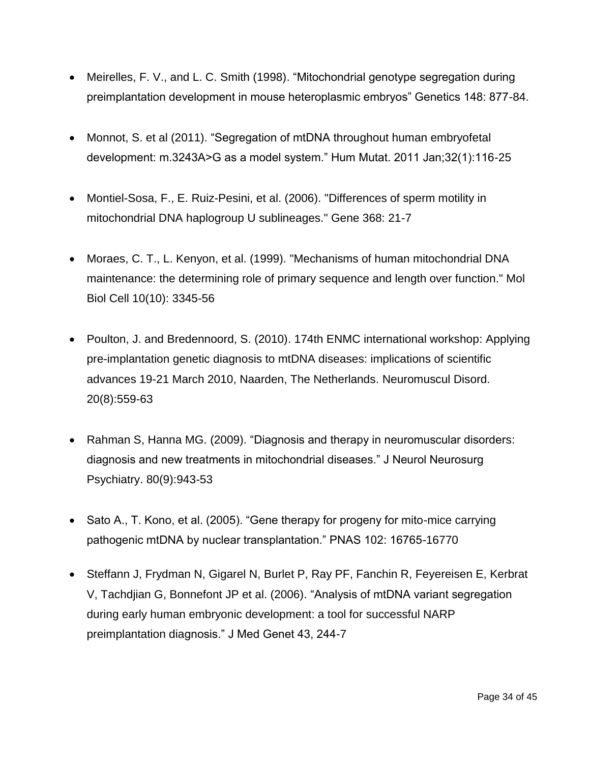- Meirelles, F. V., and L. C. Smith (1998). “Mitochondrial genotype segregation during preimplantation development in mouse heteroplasmic embryos” Genetics 148: 877-84.

- Monnot, S. et al (2011). “Segregation of mtDNA throughout human embryofetal development: m.3243A>G as a model system.” Hum Mutat. 2011 Jan;32(1):116-25

- Montiel-Sosa, F., E. Ruiz-Pesini, et al. (2006). "Differences of sperm motility in mitochondrial DNA haplogroup U sublineages." Gene 368: 21-7

- Moraes, C. T., L. Kenyon, et al. (1999). "Mechanisms of human mitochondrial DNA maintenance: the determining role of primary sequence and length over function." Mol Biol Cell 10(10): 3345-56

- Poulton, J. and Bredennoord, S. (2010). 174th ENMC international workshop: Applying pre-implantation genetic diagnosis to mtDNA diseases: implications of scientific advances 19-21 March 2010, Naarden, The Netherlands. Neuromuscul Disord. 20(8):559-63

- Rahman S, Hanna MG. (2009). “Diagnosis and therapy in neuromuscular disorders: diagnosis and new treatments in mitochondrial diseases.” J Neurol Neurosurg Psychiatry. 80(9):943-53

- Sato A., T. Kono, et al. (2005). “Gene therapy for progeny for mito-mice carrying pathogenic mtDNA by nuclear transplantation.” PNAS 102: 16765-16770

- Steffann J, Frydman N, Gigarel N, Burlet P, Ray PF, Fanchin R, Feyereisen E, Kerbrat V, Tachdjian G, Bonnefont JP et al. (2006). “Analysis of mtDNA variant segregation during early human embryonic development: a tool for successful NARP preimplantation diagnosis.” J Med Genet 43, 244-7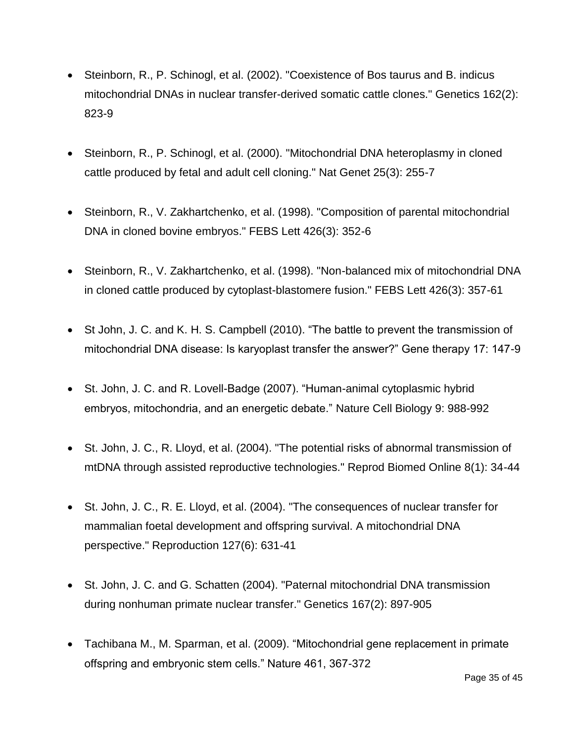- Steinborn, R., P. Schinogl, et al. (2002). "Coexistence of Bos taurus and B. indicus mitochondrial DNAs in nuclear transfer-derived somatic cattle clones." Genetics 162(2): 823-9

- Steinborn, R., P. Schinogl, et al. (2000). "Mitochondrial DNA heteroplasmy in cloned cattle produced by fetal and adult cell cloning." Nat Genet 25(3): 255-7

- Steinborn, R., V. Zakhartchenko, et al. (1998). "Composition of parental mitochondrial DNA in cloned bovine embryos." FEBS Lett 426(3): 352-6

- Steinborn, R., V. Zakhartchenko, et al. (1998). "Non-balanced mix of mitochondrial DNA in cloned cattle produced by cytoplast-blastomere fusion." FEBS Lett 426(3): 357-61

- St John, J. C. and K. H. S. Campbell (2010). "The battle to prevent the transmission of mitochondrial DNA disease: Is karyoplast transfer the answer?" Gene therapy 17: 147-9

- St. John, J. C. and R. Lovell-Badge (2007). "Human-animal cytoplasmic hybrid embryos, mitochondria, and an energetic debate." Nature Cell Biology 9: 988-992

- St. John, J. C., R. Lloyd, et al. (2004). "The potential risks of abnormal transmission of mtDNA through assisted reproductive technologies." Reprod Biomed Online 8(1): 34-44

- St. John, J. C., R. E. Lloyd, et al. (2004). "The consequences of nuclear transfer for mammalian foetal development and offspring survival. A mitochondrial DNA perspective." Reproduction 127(6): 631-41

- St. John, J. C. and G. Schatten (2004). "Paternal mitochondrial DNA transmission during nonhuman primate nuclear transfer." Genetics 167(2): 897-905

- Tachibana M., M. Sparman, et al. (2009). "Mitochondrial gene replacement in primate offspring and embryonic stem cells." Nature 461, 367-372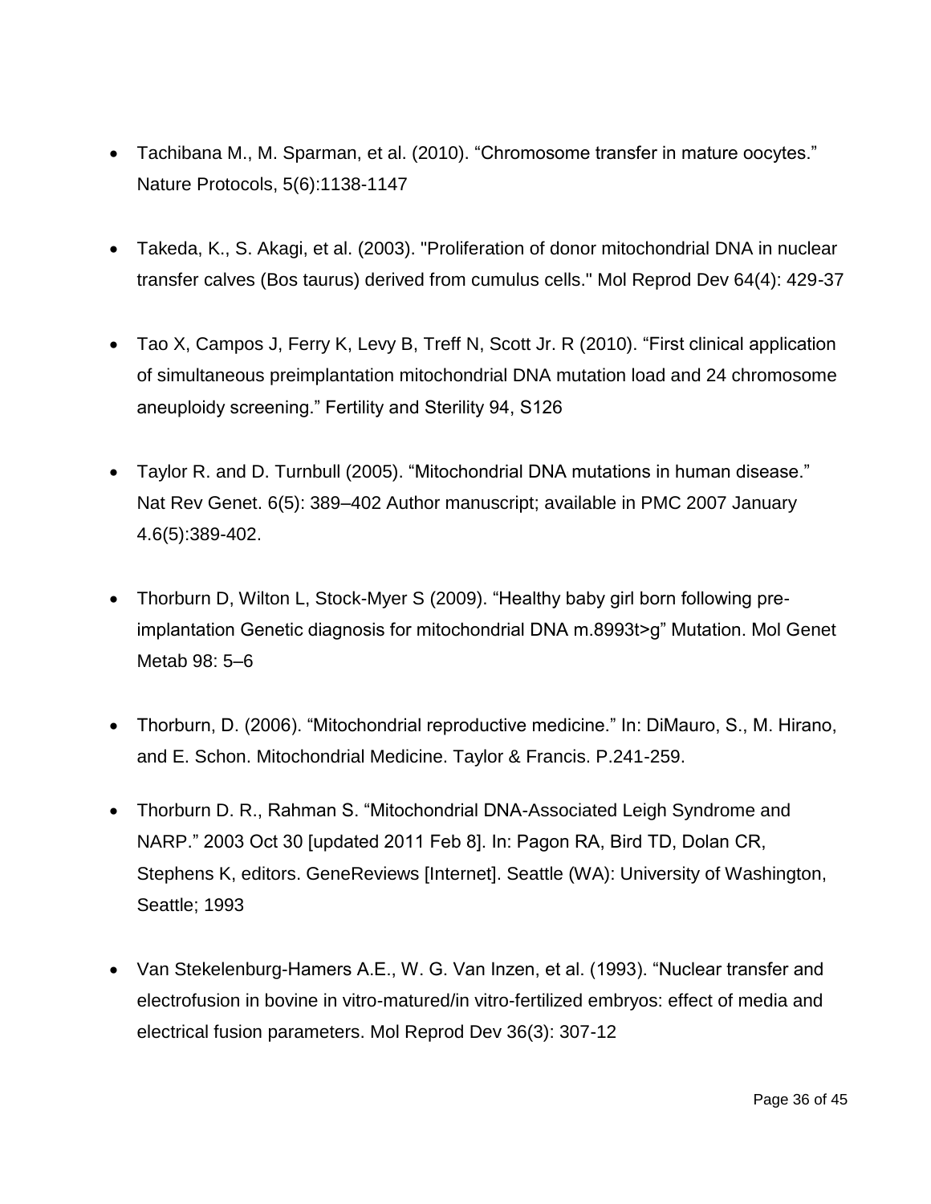- Tachibana M., M. Sparman, et al. (2010). “Chromosome transfer in mature oocytes.” Nature Protocols, 5(6):1138-1147

- Takeda, K., S. Akagi, et al. (2003). "Proliferation of donor mitochondrial DNA in nuclear transfer calves (Bos taurus) derived from cumulus cells." Mol Reprod Dev 64(4): 429-37

- Tao X, Campos J, Ferry K, Levy B, Treff N, Scott Jr. R (2010). “First clinical application of simultaneous preimplantation mitochondrial DNA mutation load and 24 chromosome aneuploidy screening.” Fertility and Sterility 94, S126

- Taylor R. and D. Turnbull (2005). “Mitochondrial DNA mutations in human disease.” Nat Rev Genet. 6(5): 389–402 Author manuscript; available in PMC 2007 January 4.6(5):389-402.

- Thorburn D, Wilton L, Stock-Myer S (2009). “Healthy baby girl born following pre-implantation Genetic diagnosis for mitochondrial DNA m.8993t>g” Mutation. Mol Genet Metab 98: 5–6

- Thorburn, D. (2006). “Mitochondrial reproductive medicine.” In: DiMauro, S., M. Hirano, and E. Schon. Mitochondrial Medicine. Taylor & Francis. P.241-259.

- Thorburn D. R., Rahman S. “Mitochondrial DNA-Associated Leigh Syndrome and NARP.” 2003 Oct 30 [updated 2011 Feb 8]. In: Pagon RA, Bird TD, Dolan CR, Stephens K, editors. GeneReviews [Internet]. Seattle (WA): University of Washington, Seattle; 1993

- Van Stekelenburg-Hamers A.E., W. G. Van Inzen, et al. (1993). “Nuclear transfer and electrofusion in bovine in vitro-matured/in vitro-fertilized embryos: effect of media and electrical fusion parameters. Mol Reprod Dev 36(3): 307-12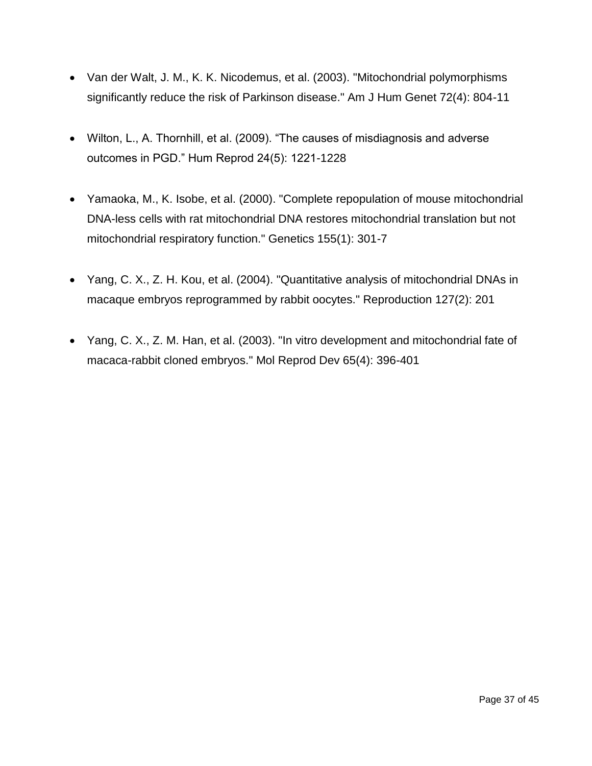- Van der Walt, J. M., K. K. Nicodemus, et al. (2003). "Mitochondrial polymorphisms significantly reduce the risk of Parkinson disease." Am J Hum Genet 72(4): 804-11

- Wilton, L., A. Thornhill, et al. (2009). "The causes of misdiagnosis and adverse outcomes in PGD." Hum Reprod 24(5): 1221-1228

- Yamaoka, M., K. Isobe, et al. (2000). "Complete repopulation of mouse mitochondrial DNA-less cells with rat mitochondrial DNA restores mitochondrial translation but not mitochondrial respiratory function." Genetics 155(1): 301-7

- Yang, C. X., Z. H. Kou, et al. (2004). "Quantitative analysis of mitochondrial DNAs in macaque embryos reprogrammed by rabbit oocytes." Reproduction 127(2): 201

- Yang, C. X., Z. M. Han, et al. (2003). "In vitro development and mitochondrial fate of macaca-rabbit cloned embryos." Mol Reprod Dev 65(4): 396-401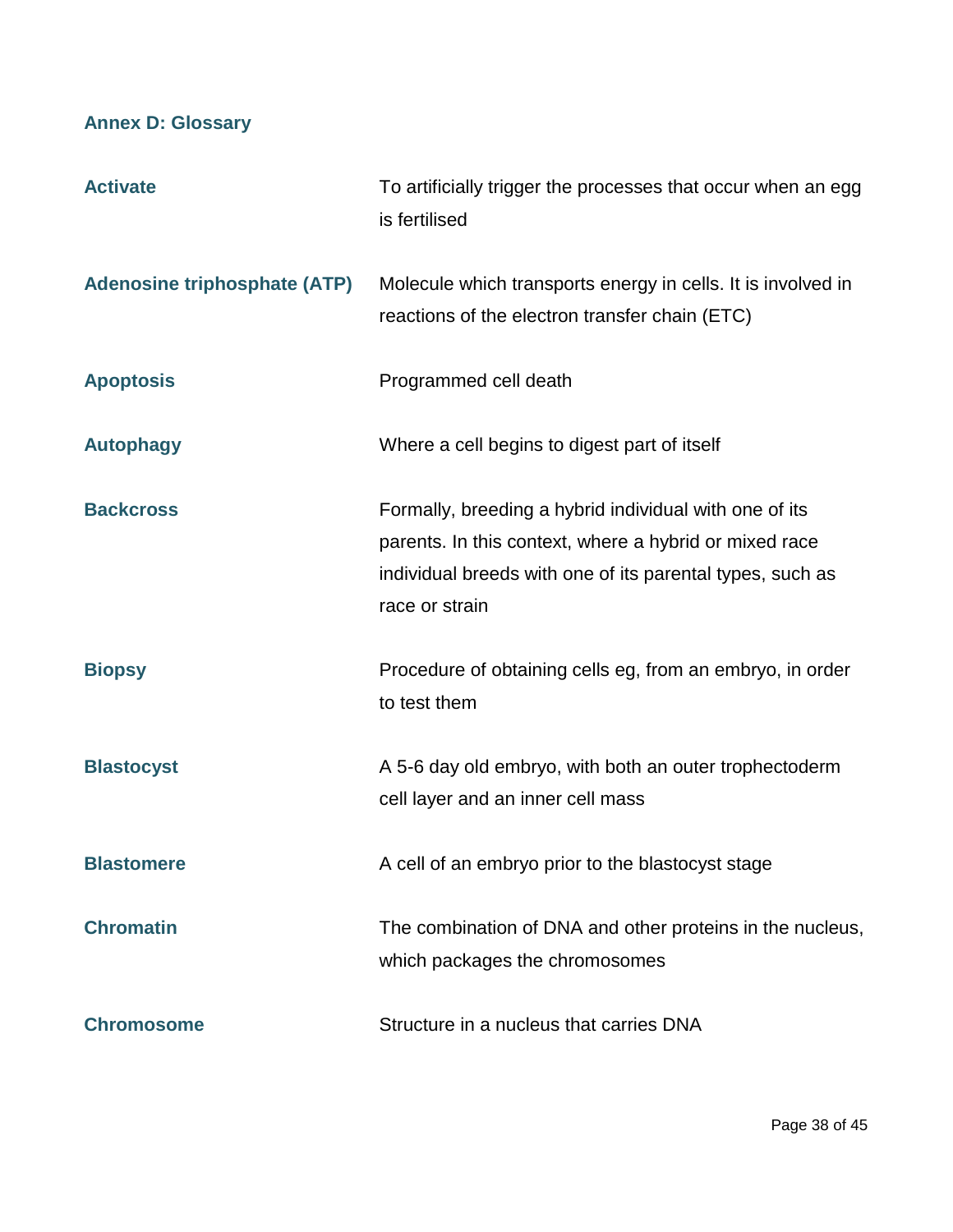## Annex D: Glossary

| Term | Definition |
| --- | --- |
| **Activate** | To artificially trigger the processes that occur when an egg is fertilised |
| **Adenosine triphosphate (ATP)** | Molecule which transports energy in cells. It is involved in reactions of the electron transfer chain (ETC) |
| **Apoptosis** | Programmed cell death |
| **Autophagy** | Where a cell begins to digest part of itself |
| **Backcross** | Formally, breeding a hybrid individual with one of its parents. In this context, where a hybrid or mixed race individual breeds with one of its parental types, such as race or strain |
| **Biopsy** | Procedure of obtaining cells eg, from an embryo, in order to test them |
| **Blastocyst** | A 5-6 day old embryo, with both an outer trophectoderm cell layer and an inner cell mass |
| **Blastomere** | A cell of an embryo prior to the blastocyst stage |
| **Chromatin** | The combination of DNA and other proteins in the nucleus, which packages the chromosomes |
| **Chromosome** | Structure in a nucleus that carries DNA |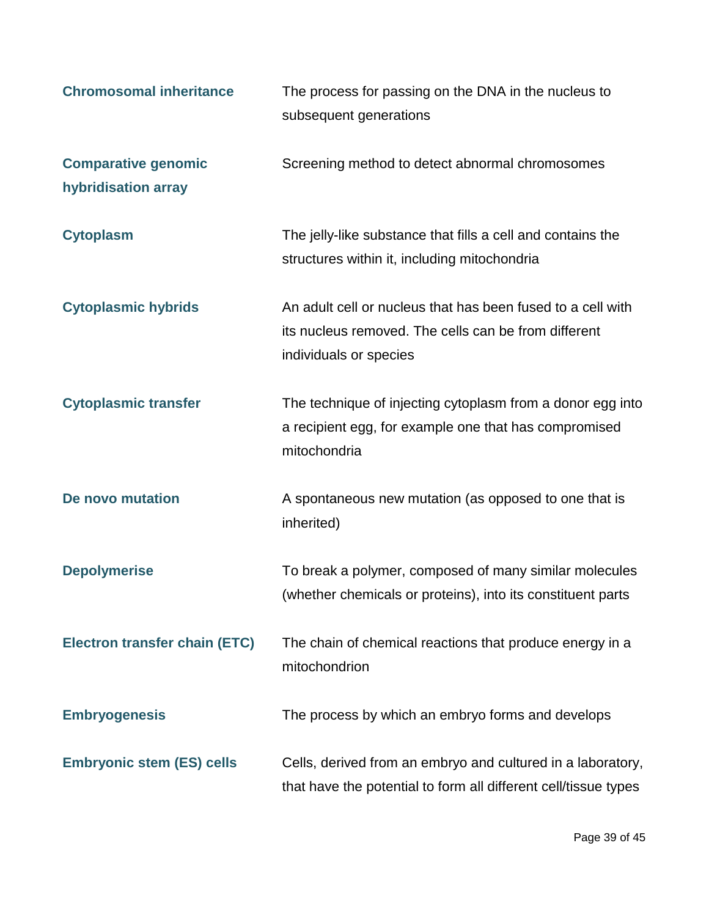| | |
|---|---|
| **Chromosomal inheritance** | The process for passing on the DNA in the nucleus to subsequent generations |
| **Comparative genomic hybridisation array** | Screening method to detect abnormal chromosomes |
| **Cytoplasm** | The jelly-like substance that fills a cell and contains the structures within it, including mitochondria |
| **Cytoplasmic hybrids** | An adult cell or nucleus that has been fused to a cell with its nucleus removed. The cells can be from different individuals or species |
| **Cytoplasmic transfer** | The technique of injecting cytoplasm from a donor egg into a recipient egg, for example one that has compromised mitochondria |
| **De novo mutation** | A spontaneous new mutation (as opposed to one that is inherited) |
| **Depolymerise** | To break a polymer, composed of many similar molecules (whether chemicals or proteins), into its constituent parts |
| **Electron transfer chain (ETC)** | The chain of chemical reactions that produce energy in a mitochondrion |
| **Embryogenesis** | The process by which an embryo forms and develops |
| **Embryonic stem (ES) cells** | Cells, derived from an embryo and cultured in a laboratory, that have the potential to form all different cell/tissue types |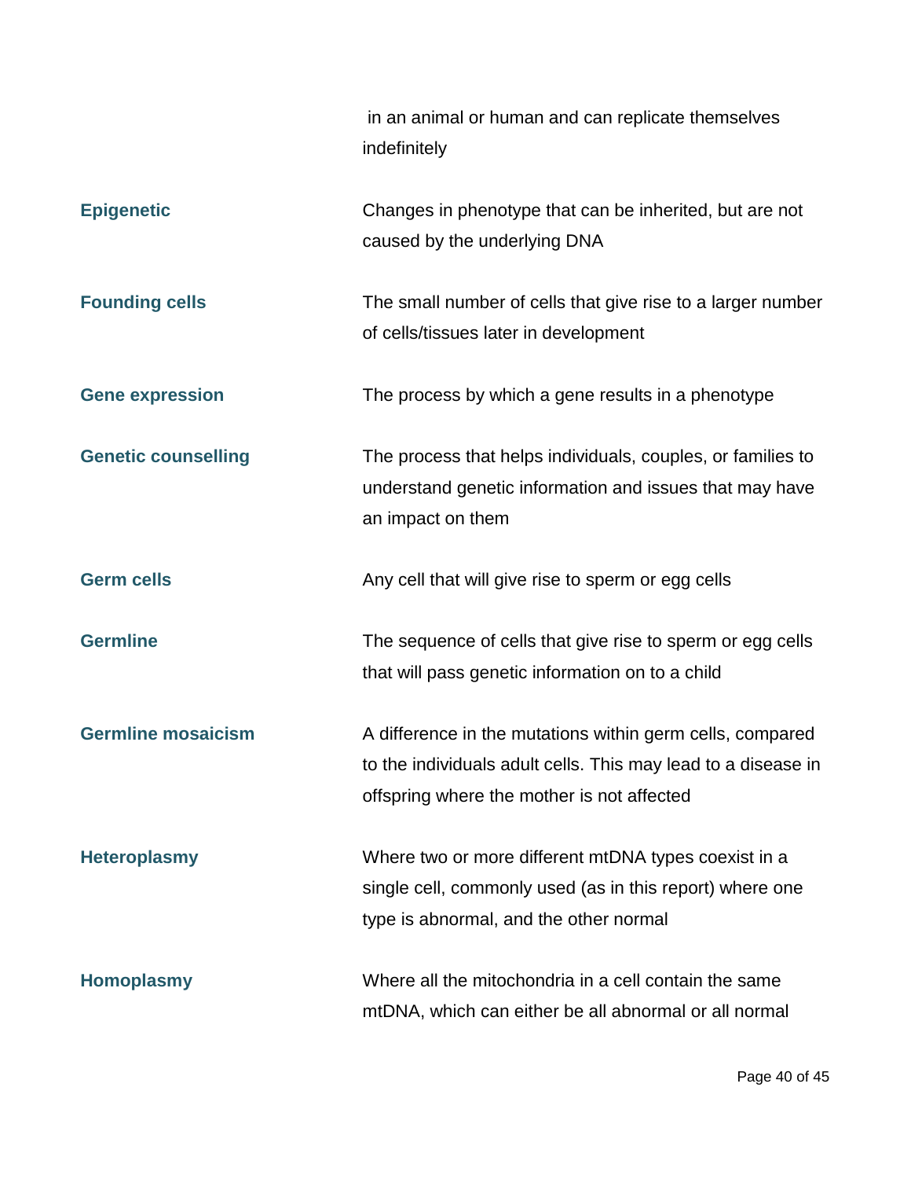in an animal or human and can replicate themselves indefinitely

| | |
|---|---|
| **Epigenetic** | Changes in phenotype that can be inherited, but are not caused by the underlying DNA |
| **Founding cells** | The small number of cells that give rise to a larger number of cells/tissues later in development |
| **Gene expression** | The process by which a gene results in a phenotype |
| **Genetic counselling** | The process that helps individuals, couples, or families to understand genetic information and issues that may have an impact on them |
| **Germ cells** | Any cell that will give rise to sperm or egg cells |
| **Germline** | The sequence of cells that give rise to sperm or egg cells that will pass genetic information on to a child |
| **Germline mosaicism** | A difference in the mutations within germ cells, compared to the individuals adult cells. This may lead to a disease in offspring where the mother is not affected |
| **Heteroplasmy** | Where two or more different mtDNA types coexist in a single cell, commonly used (as in this report) where one type is abnormal, and the other normal |
| **Homoplasmy** | Where all the mitochondria in a cell contain the same mtDNA, which can either be all abnormal or all normal |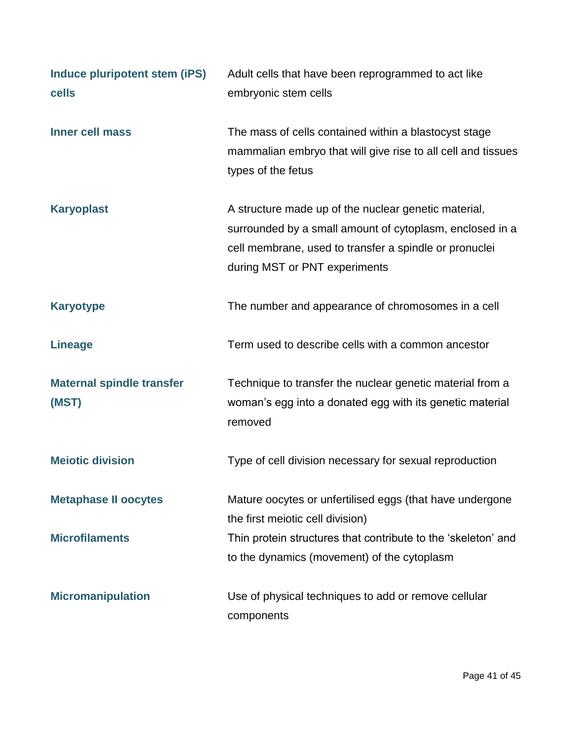| | |
|---|---|
| **Induce pluripotent stem (iPS) cells** | Adult cells that have been reprogrammed to act like embryonic stem cells |
| **Inner cell mass** | The mass of cells contained within a blastocyst stage mammalian embryo that will give rise to all cell and tissues types of the fetus |
| **Karyoplast** | A structure made up of the nuclear genetic material, surrounded by a small amount of cytoplasm, enclosed in a cell membrane, used to transfer a spindle or pronuclei during MST or PNT experiments |
| **Karyotype** | The number and appearance of chromosomes in a cell |
| **Lineage** | Term used to describe cells with a common ancestor |
| **Maternal spindle transfer (MST)** | Technique to transfer the nuclear genetic material from a woman's egg into a donated egg with its genetic material removed |
| **Meiotic division** | Type of cell division necessary for sexual reproduction |
| **Metaphase II oocytes** | Mature oocytes or unfertilised eggs (that have undergone the first meiotic cell division) |
| **Microfilaments** | Thin protein structures that contribute to the 'skeleton' and to the dynamics (movement) of the cytoplasm |
| **Micromanipulation** | Use of physical techniques to add or remove cellular components |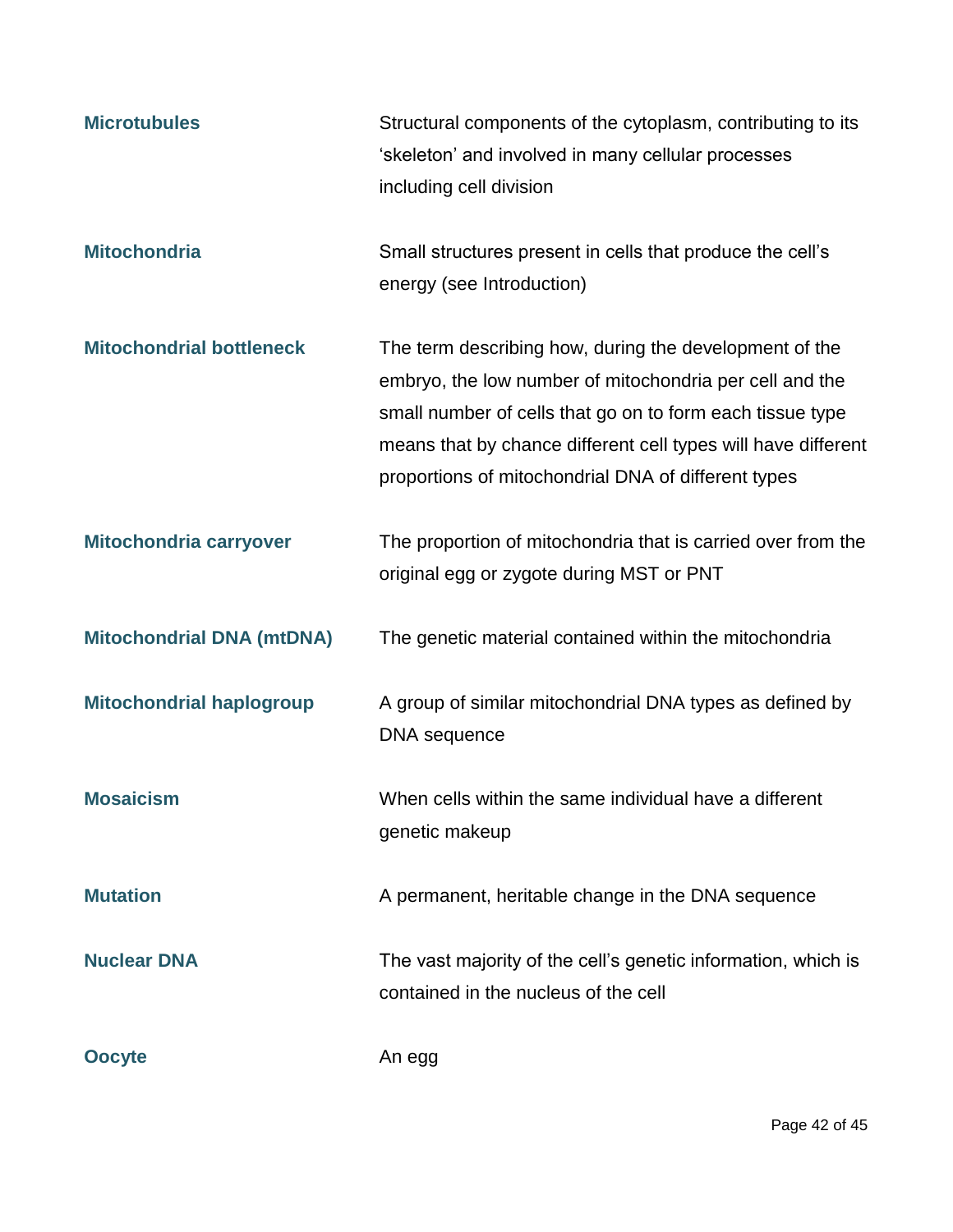| | |
|---|---|
| **Microtubules** | Structural components of the cytoplasm, contributing to its 'skeleton' and involved in many cellular processes including cell division |
| **Mitochondria** | Small structures present in cells that produce the cell's energy (see Introduction) |
| **Mitochondrial bottleneck** | The term describing how, during the development of the embryo, the low number of mitochondria per cell and the small number of cells that go on to form each tissue type means that by chance different cell types will have different proportions of mitochondrial DNA of different types |
| **Mitochondria carryover** | The proportion of mitochondria that is carried over from the original egg or zygote during MST or PNT |
| **Mitochondrial DNA (mtDNA)** | The genetic material contained within the mitochondria |
| **Mitochondrial haplogroup** | A group of similar mitochondrial DNA types as defined by DNA sequence |
| **Mosaicism** | When cells within the same individual have a different genetic makeup |
| **Mutation** | A permanent, heritable change in the DNA sequence |
| **Nuclear DNA** | The vast majority of the cell's genetic information, which is contained in the nucleus of the cell |
| **Oocyte** | An egg |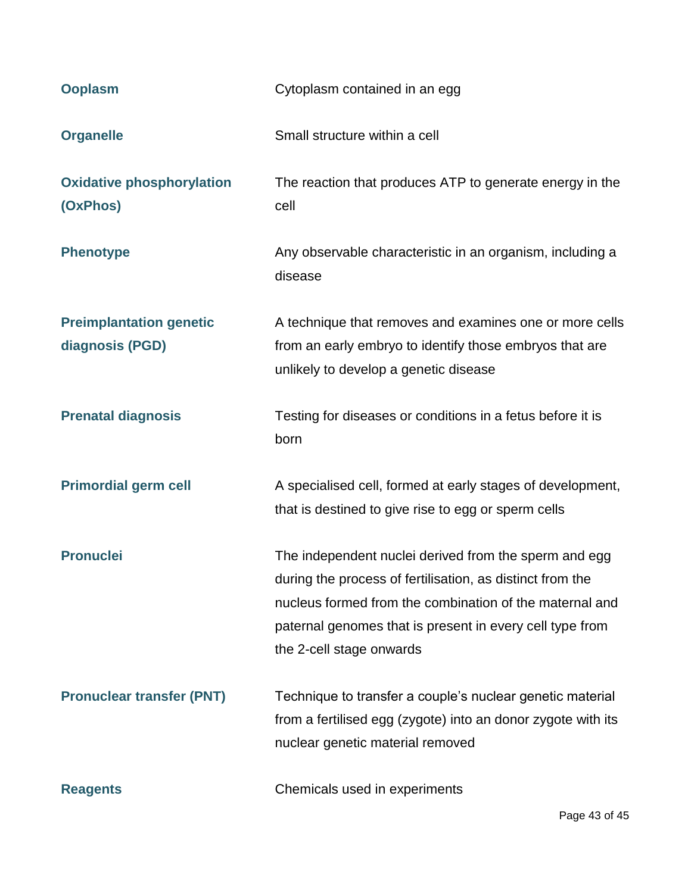| | |
|---|---|
| **Ooplasm** | Cytoplasm contained in an egg |
| **Organelle** | Small structure within a cell |
| **Oxidative phosphorylation (OxPhos)** | The reaction that produces ATP to generate energy in the cell |
| **Phenotype** | Any observable characteristic in an organism, including a disease |
| **Preimplantation genetic diagnosis (PGD)** | A technique that removes and examines one or more cells from an early embryo to identify those embryos that are unlikely to develop a genetic disease |
| **Prenatal diagnosis** | Testing for diseases or conditions in a fetus before it is born |
| **Primordial germ cell** | A specialised cell, formed at early stages of development, that is destined to give rise to egg or sperm cells |
| **Pronuclei** | The independent nuclei derived from the sperm and egg during the process of fertilisation, as distinct from the nucleus formed from the combination of the maternal and paternal genomes that is present in every cell type from the 2-cell stage onwards |
| **Pronuclear transfer (PNT)** | Technique to transfer a couple's nuclear genetic material from a fertilised egg (zygote) into an donor zygote with its nuclear genetic material removed |
| **Reagents** | Chemicals used in experiments |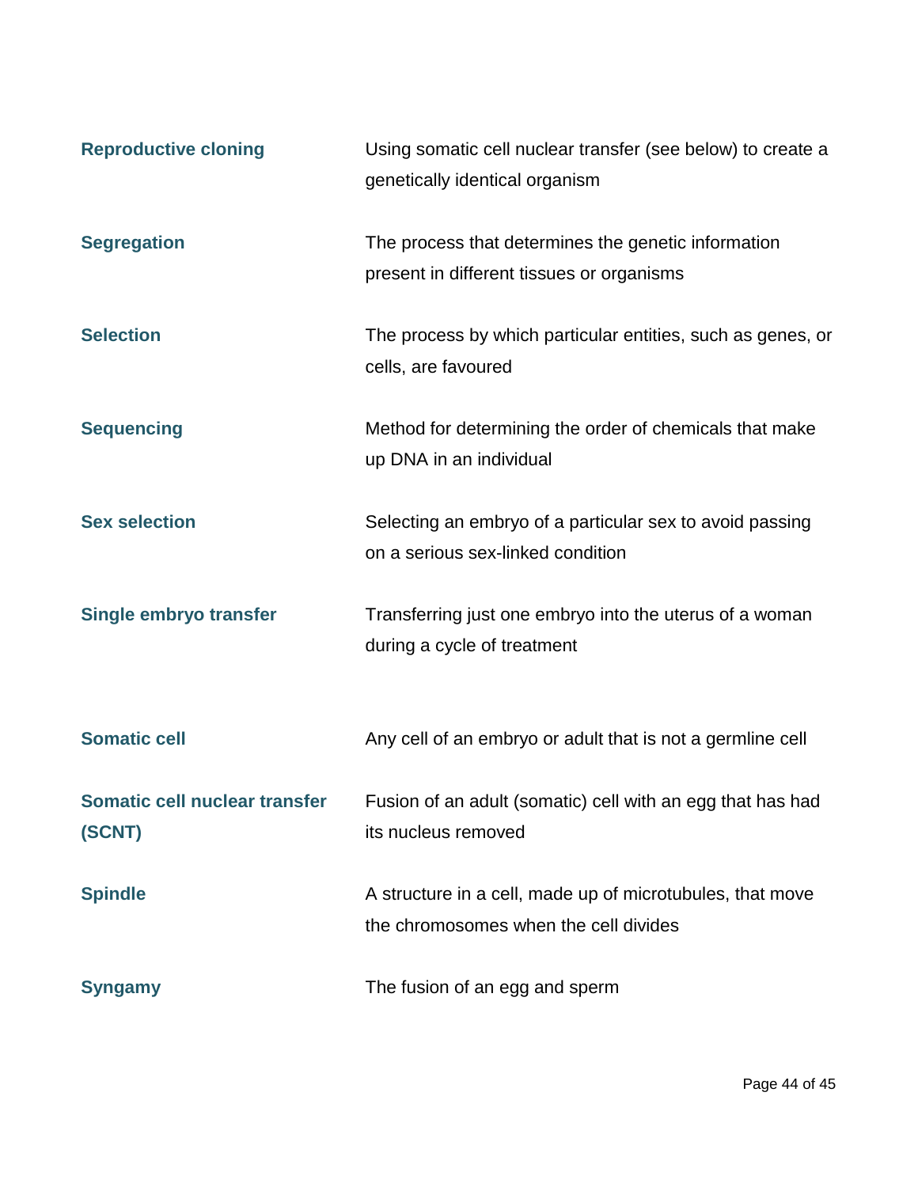| | |
|---|---|
| **Reproductive cloning** | Using somatic cell nuclear transfer (see below) to create a genetically identical organism |
| **Segregation** | The process that determines the genetic information present in different tissues or organisms |
| **Selection** | The process by which particular entities, such as genes, or cells, are favoured |
| **Sequencing** | Method for determining the order of chemicals that make up DNA in an individual |
| **Sex selection** | Selecting an embryo of a particular sex to avoid passing on a serious sex-linked condition |
| **Single embryo transfer** | Transferring just one embryo into the uterus of a woman during a cycle of treatment |
| **Somatic cell** | Any cell of an embryo or adult that is not a germline cell |
| **Somatic cell nuclear transfer (SCNT)** | Fusion of an adult (somatic) cell with an egg that has had its nucleus removed |
| **Spindle** | A structure in a cell, made up of microtubules, that move the chromosomes when the cell divides |
| **Syngamy** | The fusion of an egg and sperm |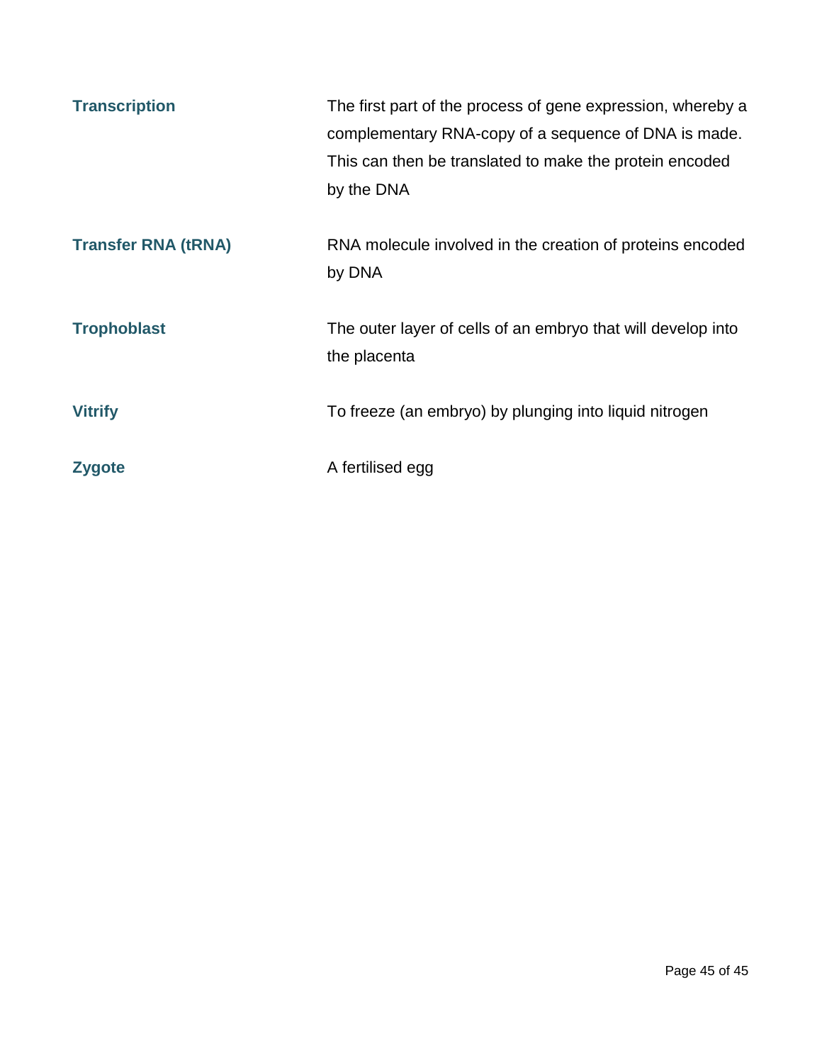| | |
|---|---|
| **Transcription** | The first part of the process of gene expression, whereby a complementary RNA-copy of a sequence of DNA is made. This can then be translated to make the protein encoded by the DNA |
| **Transfer RNA (tRNA)** | RNA molecule involved in the creation of proteins encoded by DNA |
| **Trophoblast** | The outer layer of cells of an embryo that will develop into the placenta |
| **Vitrify** | To freeze (an embryo) by plunging into liquid nitrogen |
| **Zygote** | A fertilised egg |